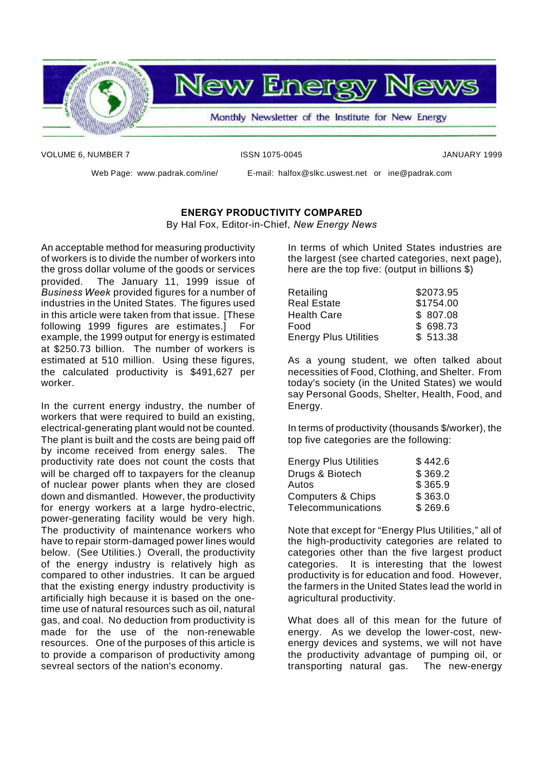# New Energy News

Monthly Newsletter of the Institute for New Energy

VOLUME 6, NUMBER 7 ISSN 1075-0045 JANUARY 1999

Web Page: www.padrak.com/ine/ E-mail: halfox@slkc.uswest.net or ine@padrak.com

## ENERGY PRODUCTIVITY COMPARED

By Hal Fox, Editor-in-Chief, *New Energy News*

An acceptable method for measuring productivity of workers is to divide the number of workers into the gross dollar volume of the goods or services provided. The January 11, 1999 issue of *Business Week* provided figures for a number of industries in the United States. The figures used in this article were taken from that issue. [These following 1999 figures are estimates.] For example, the 1999 output for energy is estimated at $250.73 billion. The number of workers is estimated at 510 million. Using these figures, the calculated productivity is $491,627 per worker.

In the current energy industry, the number of workers that were required to build an existing, electrical-generating plant would not be counted. The plant is built and the costs are being paid off by income received from energy sales. The productivity rate does not count the costs that will be charged off to taxpayers for the cleanup of nuclear power plants when they are closed down and dismantled. However, the productivity for energy workers at a large hydro-electric, power-generating facility would be very high. The productivity of maintenance workers who have to repair storm-damaged power lines would below. (See Utilities.) Overall, the productivity of the energy industry is relatively high as compared to other industries. It can be argued that the existing energy industry productivity is artificially high because it is based on the one-time use of natural resources such as oil, natural gas, and coal. No deduction from productivity is made for the use of the non-renewable resources. One of the purposes of this article is to provide a comparison of productivity among sevreal sectors of the nation's economy.

In terms of which United States industries are the largest (see charted categories, next page), here are the top five: (output in billions $)

| | |
|---|---|
| Retailing | $2073.95 |
| Real Estate | $1754.00 |
| Health Care | $ 807.08 |
| Food | $ 698.73 |
| Energy Plus Utilities | $ 513.38 |

As a young student, we often talked about necessities of Food, Clothing, and Shelter. From today's society (in the United States) we would say Personal Goods, Shelter, Health, Food, and Energy.

In terms of productivity (thousands $/worker), the top five categories are the following:

| | |
|---|---|
| Energy Plus Utilities | $ 442.6 |
| Drugs & Biotech | $ 369.2 |
| Autos | $ 365.9 |
| Computers & Chips | $ 363.0 |
| Telecommunications | $ 269.6 |

Note that except for "Energy Plus Utilities," all of the high-productivity categories are related to categories other than the five largest product categories. It is interesting that the lowest productivity is for education and food. However, the farmers in the United States lead the world in agricultural productivity.

What does all of this mean for the future of energy. As we develop the lower-cost, new-energy devices and systems, we will not have the productivity advantage of pumping oil, or transporting natural gas. The new-energy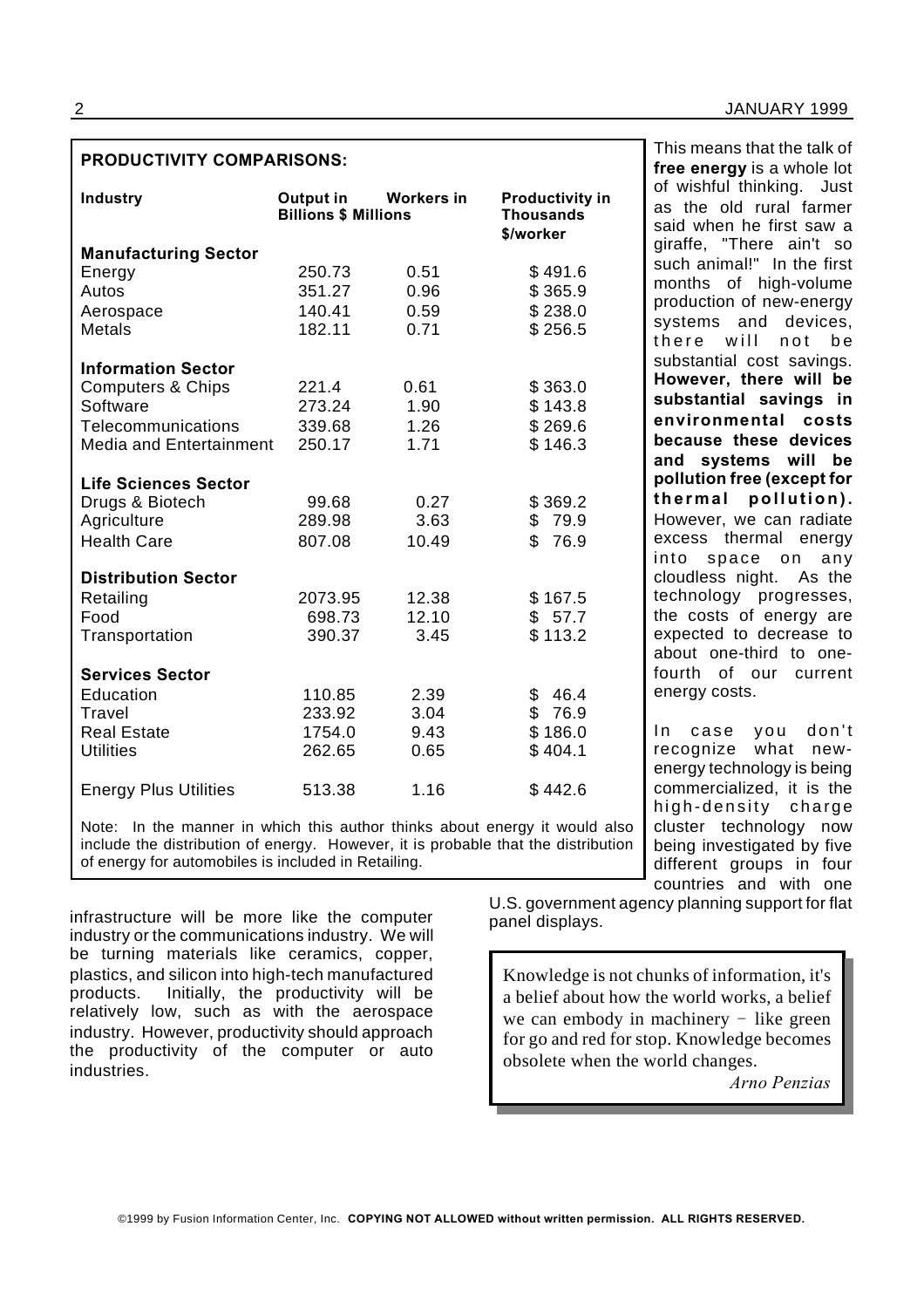**PRODUCTIVITY COMPARISONS:**

| Industry | Output in Billions $ | Workers in Millions | Productivity in Thousands $/worker |
|---|---|---|---|
| **Manufacturing Sector** | | | |
| Energy | 250.73 | 0.51 | $ 491.6 |
| Autos | 351.27 | 0.96 | $ 365.9 |
| Aerospace | 140.41 | 0.59 | $ 238.0 |
| Metals | 182.11 | 0.71 | $ 256.5 |
| **Information Sector** | | | |
| Computers & Chips | 221.4 | 0.61 | $ 363.0 |
| Software | 273.24 | 1.90 | $ 143.8 |
| Telecommunications | 339.68 | 1.26 | $ 269.6 |
| Media and Entertainment | 250.17 | 1.71 | $ 146.3 |
| **Life Sciences Sector** | | | |
| Drugs & Biotech | 99.68 | 0.27 | $ 369.2 |
| Agriculture | 289.98 | 3.63 | $ 79.9 |
| Health Care | 807.08 | 10.49 | $ 76.9 |
| **Distribution Sector** | | | |
| Retailing | 2073.95 | 12.38 | $ 167.5 |
| Food | 698.73 | 12.10 | $ 57.7 |
| Transportation | 390.37 | 3.45 | $ 113.2 |
| **Services Sector** | | | |
| Education | 110.85 | 2.39 | $ 46.4 |
| Travel | 233.92 | 3.04 | $ 76.9 |
| Real Estate | 1754.0 | 9.43 | $ 186.0 |
| Utilities | 262.65 | 0.65 | $ 404.1 |
| Energy Plus Utilities | 513.38 | 1.16 | $ 442.6 |

Note: In the manner in which this author thinks about energy it would also include the distribution of energy. However, it is probable that the distribution of energy for automobiles is included in Retailing.

infrastructure will be more like the computer industry or the communications industry. We will be turning materials like ceramics, copper, plastics, and silicon into high-tech manufactured products. Initially, the productivity will be relatively low, such as with the aerospace industry. However, productivity should approach the productivity of the computer or auto industries.

This means that the talk of **free energy** is a whole lot of wishful thinking. Just as the old rural farmer said when he first saw a giraffe, "There ain't so such animal!" In the first months of high-volume production of new-energy systems and devices, there will not be substantial cost savings. **However, there will be substantial savings in environmental costs because these devices and systems will be pollution free (except for thermal pollution).** However, we can radiate excess thermal energy into space on any cloudless night. As the technology progresses, the costs of energy are expected to decrease to about one-third to one-fourth of our current energy costs.

In case you don't recognize what new-energy technology is being commercialized, it is the high-density charge cluster technology now being investigated by five different groups in four countries and with one U.S. government agency planning support for flat panel displays.

> Knowledge is not chunks of information, it's a belief about how the world works, a belief we can embody in machinery − like green for go and red for stop. Knowledge becomes obsolete when the world changes.
>
> *Arno Penzias*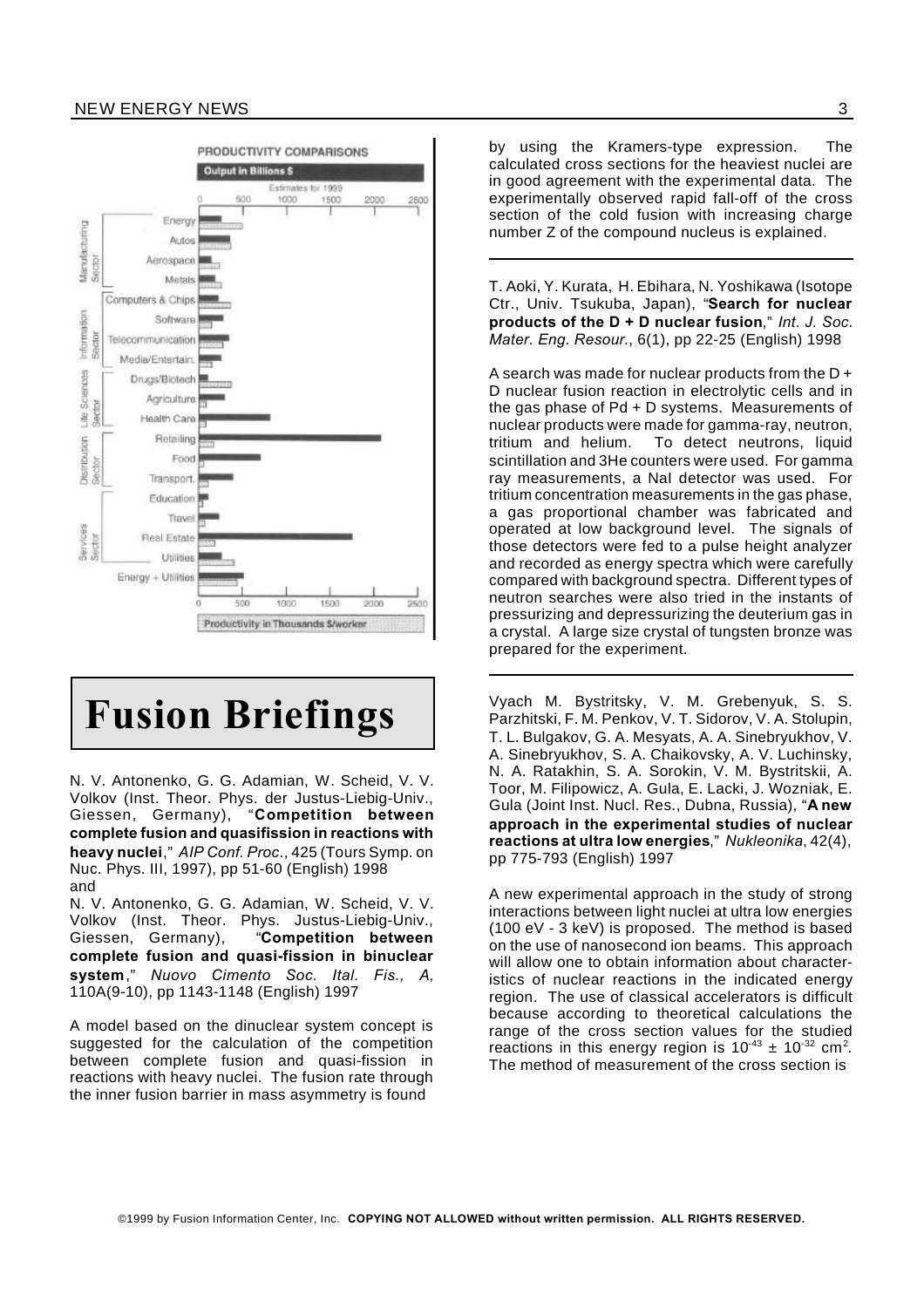PRODUCTIVITY COMPARISONS

Output in Billions $

Estimates for 1999

| Sector | Category |
|---|---|
| Manufacturing Sector | Energy |
| | Autos |
| | Aerospace |
| | Metals |
| Information Sector | Computers & Chips |
| | Software |
| | Telecommunication |
| | Media/Entertain. |
| Life Sciences Sector | Drugs/Biotech |
| | Agriculture |
| | Health Care |
| Distribution Sector | Retailing |
| | Food |
| | Transport. |
| Services Sector | Education |
| | Travel |
| | Real Estate |
| | Utilities |
| | Energy + Utilities |

Productivity in Thousands $/worker

# Fusion Briefings

N. V. Antonenko, G. G. Adamian, W. Scheid, V. V. Volkov (Inst. Theor. Phys. der Justus-Liebig-Univ., Giessen, Germany), "**Competition between complete fusion and quasifission in reactions with heavy nuclei**," *AIP Conf. Proc.*, 425 (Tours Symp. on Nuc. Phys. III, 1997), pp 51-60 (English) 1998
and
N. V. Antonenko, G. G. Adamian, W. Scheid, V. V. Volkov (Inst. Theor. Phys. Justus-Liebig-Univ., Giessen, Germany), "**Competition between complete fusion and quasi-fission in binuclear system**," *Nuovo Cimento Soc. Ital. Fis., A,* 110A(9-10), pp 1143-1148 (English) 1997

A model based on the dinuclear system concept is suggested for the calculation of the competition between complete fusion and quasi-fission in reactions with heavy nuclei. The fusion rate through the inner fusion barrier in mass asymmetry is found by using the Kramers-type expression. The calculated cross sections for the heaviest nuclei are in good agreement with the experimental data. The experimentally observed rapid fall-off of the cross section of the cold fusion with increasing charge number Z of the compound nucleus is explained.

---

T. Aoki, Y. Kurata, H. Ebihara, N. Yoshikawa (Isotope Ctr., Univ. Tsukuba, Japan), "**Search for nuclear products of the D + D nuclear fusion**," *Int. J. Soc. Mater. Eng. Resour.*, 6(1), pp 22-25 (English) 1998

A search was made for nuclear products from the D + D nuclear fusion reaction in electrolytic cells and in the gas phase of Pd + D systems. Measurements of nuclear products were made for gamma-ray, neutron, tritium and helium. To detect neutrons, liquid scintillation and 3He counters were used. For gamma ray measurements, a NaI detector was used. For tritium concentration measurements in the gas phase, a gas proportional chamber was fabricated and operated at low background level. The signals of those detectors were fed to a pulse height analyzer and recorded as energy spectra which were carefully compared with background spectra. Different types of neutron searches were also tried in the instants of pressurizing and depressurizing the deuterium gas in a crystal. A large size crystal of tungsten bronze was prepared for the experiment.

---

Vyach M. Bystritsky, V. M. Grebenyuk, S. S. Parzhitski, F. M. Penkov, V. T. Sidorov, V. A. Stolupin, T. L. Bulgakov, G. A. Mesyats, A. A. Sinebryukhov, V. A. Sinebryukhov, S. A. Chaikovsky, A. V. Luchinsky, N. A. Ratakhin, S. A. Sorokin, V. M. Bystritskii, A. Toor, M. Filipowicz, A. Gula, E. Lacki, J. Wozniak, E. Gula (Joint Inst. Nucl. Res., Dubna, Russia), "**A new approach in the experimental studies of nuclear reactions at ultra low energies**," *Nukleonika*, 42(4), pp 775-793 (English) 1997

A new experimental approach in the study of strong interactions between light nuclei at ultra low energies (100 eV - 3 keV) is proposed. The method is based on the use of nanosecond ion beams. This approach will allow one to obtain information about characteristics of nuclear reactions in the indicated energy region. The use of classical accelerators is difficult because according to theoretical calculations the range of the cross section values for the studied reactions in this energy region is $10^{-43} \pm 10^{-32}$ cm$^2$. The method of measurement of the cross section is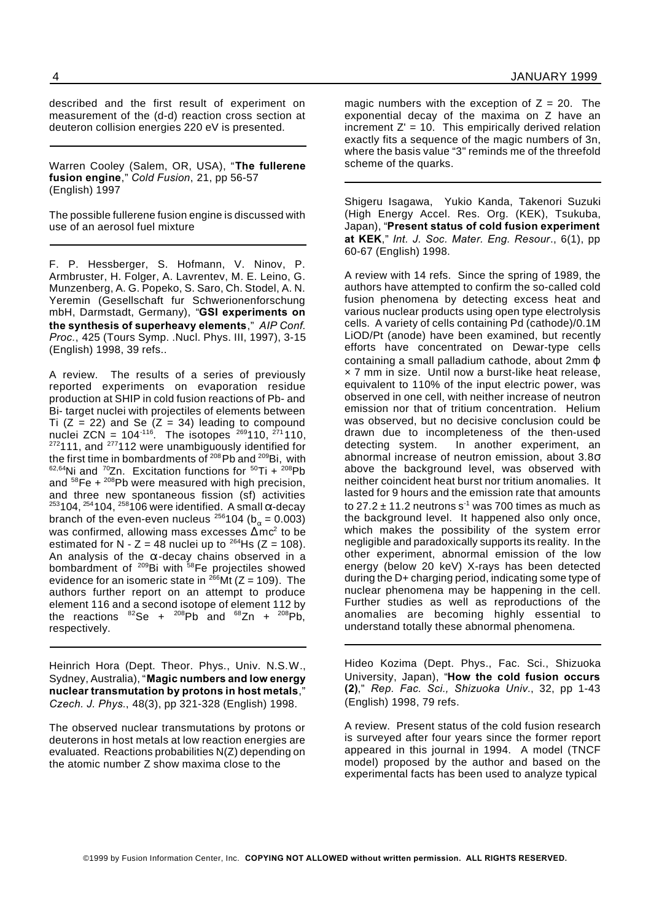described and the first result of experiment on measurement of the (d-d) reaction cross section at deuteron collision energies 220 eV is presented.

---

Warren Cooley (Salem, OR, USA), "**The fullerene fusion engine**," *Cold Fusion*, 21, pp 56-57 (English) 1997

The possible fullerene fusion engine is discussed with use of an aerosol fuel mixture

---

F. P. Hessberger, S. Hofmann, V. Ninov, P. Armbruster, H. Folger, A. Lavrentev, M. E. Leino, G. Munzenberg, A. G. Popeko, S. Saro, Ch. Stodel, A. N. Yeremin (Gesellschaft fur Schwerionenforschung mbH, Darmstadt, Germany), "**GSI experiments on the synthesis of superheavy elements**," *AIP Conf. Proc.*, 425 (Tours Symp. .Nucl. Phys. III, 1997), 3-15 (English) 1998, 39 refs..

A review. The results of a series of previously reported experiments on evaporation residue production at SHIP in cold fusion reactions of Pb- and Bi- target nuclei with projectiles of elements between Ti (Z = 22) and Se (Z = 34) leading to compound nuclei ZCN = $104^{-116}$. The isotopes $^{269}110$, $^{271}110$, $^{272}111$, and $^{277}112$ were unambiguously identified for the first time in bombardments of $^{208}Pb$ and $^{209}Bi$, with $^{62,64}Ni$ and $^{70}Zn$. Excitation functions for $^{50}Ti$ + $^{208}Pb$ and $^{58}Fe$ + $^{208}Pb$ were measured with high precision, and three new spontaneous fission (sf) activities $^{253}104$, $^{254}104$, $^{258}106$ were identified. A small α-decay branch of the even-even nucleus $^{256}104$ ($b_{\alpha}$ = 0.003) was confirmed, allowing mass excesses $\Delta mc^2$ to be estimated for N - Z = 48 nuclei up to $^{264}Hs$ (Z = 108). An analysis of the α-decay chains observed in a bombardment of $^{209}Bi$ with $^{58}Fe$ projectiles showed evidence for an isomeric state in $^{266}Mt$ (Z = 109). The authors further report on an attempt to produce element 116 and a second isotope of element 112 by the reactions $^{82}Se$ + $^{208}Pb$ and $^{68}Zn$ + $^{208}Pb$, respectively.

---

Heinrich Hora (Dept. Theor. Phys., Univ. N.S.W., Sydney, Australia), "**Magic numbers and low energy nuclear transmutation by protons in host metals**," *Czech. J. Phys.*, 48(3), pp 321-328 (English) 1998.

The observed nuclear transmutations by protons or deuterons in host metals at low reaction energies are evaluated. Reactions probabilities N(Z) depending on the atomic number Z show maxima close to the magic numbers with the exception of Z = 20. The exponential decay of the maxima on Z have an increment Z' = 10. This empirically derived relation exactly fits a sequence of the magic numbers of 3n, where the basis value "3" reminds me of the threefold scheme of the quarks.

---

Shigeru Isagawa, Yukio Kanda, Takenori Suzuki (High Energy Accel. Res. Org. (KEK), Tsukuba, Japan), "**Present status of cold fusion experiment at KEK**," *Int. J. Soc. Mater. Eng. Resour.*, 6(1), pp 60-67 (English) 1998.

A review with 14 refs. Since the spring of 1989, the authors have attempted to confirm the so-called cold fusion phenomena by detecting excess heat and various nuclear products using open type electrolysis cells. A variety of cells containing Pd (cathode)/0.1M LiOD/Pt (anode) have been examined, but recently efforts have concentrated on Dewar-type cells containing a small palladium cathode, about 2mm ϕ × 7 mm in size. Until now a burst-like heat release, equivalent to 110% of the input electric power, was observed in one cell, with neither increase of neutron emission nor that of tritium concentration. Helium was observed, but no decisive conclusion could be drawn due to incompleteness of the then-used detecting system. In another experiment, an abnormal increase of neutron emission, about 3.8σ above the background level, was observed with neither coincident heat burst nor tritium anomalies. It lasted for 9 hours and the emission rate that amounts to 27.2 ± 11.2 neutrons $s^{-1}$ was 700 times as much as the background level. It happened also only once, which makes the possibility of the system error negligible and paradoxically supports its reality. In the other experiment, abnormal emission of the low energy (below 20 keV) X-rays has been detected during the D+ charging period, indicating some type of nuclear phenomena may be happening in the cell. Further studies as well as reproductions of the anomalies are becoming highly essential to understand totally these abnormal phenomena.

---

Hideo Kozima (Dept. Phys., Fac. Sci., Shizuoka University, Japan), "**How the cold fusion occurs (2)**," *Rep. Fac. Sci., Shizuoka Univ.*, 32, pp 1-43 (English) 1998, 79 refs.

A review. Present status of the cold fusion research is surveyed after four years since the former report appeared in this journal in 1994. A model (TNCF model) proposed by the author and based on the experimental facts has been used to analyze typical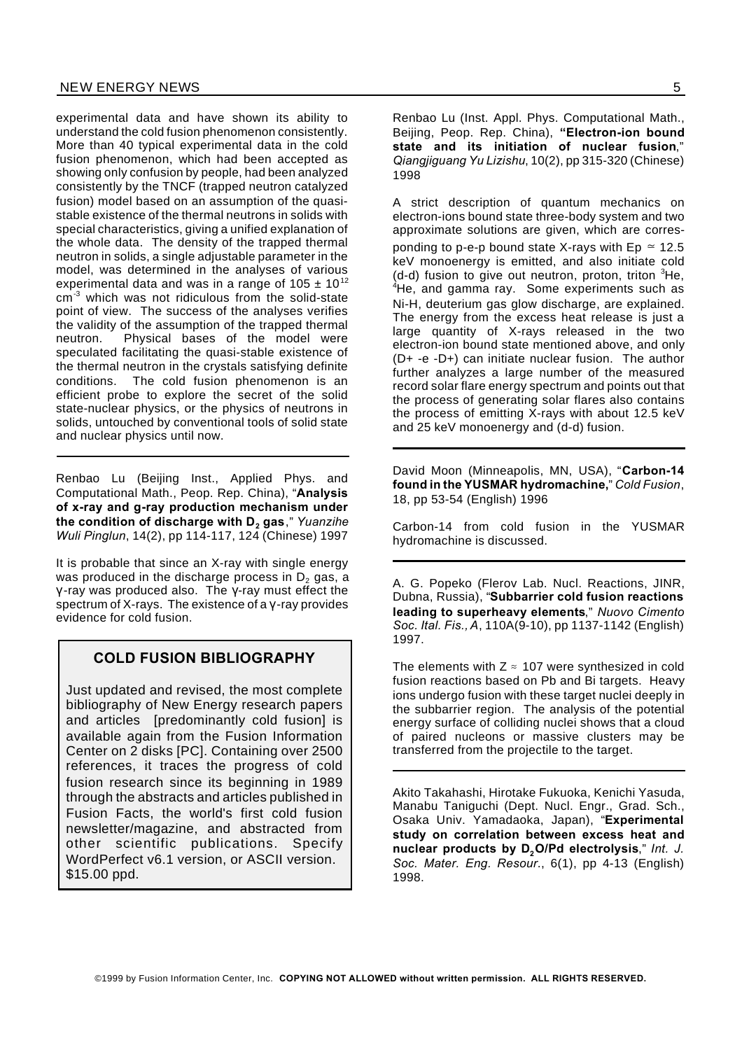experimental data and have shown its ability to understand the cold fusion phenomenon consistently. More than 40 typical experimental data in the cold fusion phenomenon, which had been accepted as showing only confusion by people, had been analyzed consistently by the TNCF (trapped neutron catalyzed fusion) model based on an assumption of the quasi-stable existence of the thermal neutrons in solids with special characteristics, giving a unified explanation of the whole data. The density of the trapped thermal neutron in solids, a single adjustable parameter in the model, was determined in the analyses of various experimental data and was in a range of $105 \pm 10^{12}$ $cm^{-3}$ which was not ridiculous from the solid-state point of view. The success of the analyses verifies the validity of the assumption of the trapped thermal neutron. Physical bases of the model were speculated facilitating the quasi-stable existence of the thermal neutron in the crystals satisfying definite conditions. The cold fusion phenomenon is an efficient probe to explore the secret of the solid state-nuclear physics, or the physics of neutrons in solids, untouched by conventional tools of solid state and nuclear physics until now.

---

Renbao Lu (Beijing Inst., Applied Phys. and Computational Math., Peop. Rep. China), "**Analysis of x-ray and g-ray production mechanism under the condition of discharge with $D_2$ gas**," *Yuanzihe Wuli Pinglun*, 14(2), pp 114-117, 124 (Chinese) 1997

It is probable that since an X-ray with single energy was produced in the discharge process in $D_2$ gas, a γ-ray was produced also. The γ-ray must effect the spectrum of X-rays. The existence of a γ-ray provides evidence for cold fusion.

## COLD FUSION BIBLIOGRAPHY

Just updated and revised, the most complete bibliography of New Energy research papers and articles [predominantly cold fusion] is available again from the Fusion Information Center on 2 disks [PC]. Containing over 2500 references, it traces the progress of cold fusion research since its beginning in 1989 through the abstracts and articles published in Fusion Facts, the world's first cold fusion newsletter/magazine, and abstracted from other scientific publications. Specify WordPerfect v6.1 version, or ASCII version. $15.00 ppd.

---

Renbao Lu (Inst. Appl. Phys. Computational Math., Beijing, Peop. Rep. China), **"Electron-ion bound state and its initiation of nuclear fusion**," *Qiangjiguang Yu Lizishu*, 10(2), pp 315-320 (Chinese) 1998

A strict description of quantum mechanics on electron-ions bound state three-body system and two approximate solutions are given, which are corresponding to p-e-p bound state X-rays with $E_p \simeq 12.5$ keV monoenergy is emitted, and also initiate cold (d-d) fusion to give out neutron, proton, triton $^3He$, $^4He$, and gamma ray. Some experiments such as Ni-H, deuterium gas glow discharge, are explained. The energy from the excess heat release is just a large quantity of X-rays released in the two electron-ion bound state mentioned above, and only (D+ -e -D+) can initiate nuclear fusion. The author further analyzes a large number of the measured record solar flare energy spectrum and points out that the process of generating solar flares also contains the process of emitting X-rays with about 12.5 keV and 25 keV monoenergy and (d-d) fusion.

---

David Moon (Minneapolis, MN, USA), "**Carbon-14 found in the YUSMAR hydromachine,**" *Cold Fusion*, 18, pp 53-54 (English) 1996

Carbon-14 from cold fusion in the YUSMAR hydromachine is discussed.

---

A. G. Popeko (Flerov Lab. Nucl. Reactions, JINR, Dubna, Russia), "**Subbarrier cold fusion reactions leading to superheavy elements**," *Nuovo Cimento Soc. Ital. Fis., A*, 110A(9-10), pp 1137-1142 (English) 1997.

The elements with $Z \approx 107$ were synthesized in cold fusion reactions based on Pb and Bi targets. Heavy ions undergo fusion with these target nuclei deeply in the subbarrier region. The analysis of the potential energy surface of colliding nuclei shows that a cloud of paired nucleons or massive clusters may be transferred from the projectile to the target.

---

Akito Takahashi, Hirotake Fukuoka, Kenichi Yasuda, Manabu Taniguchi (Dept. Nucl. Engr., Grad. Sch., Osaka Univ. Yamadaoka, Japan), "**Experimental study on correlation between excess heat and nuclear products by $D_2O$/Pd electrolysis**," *Int. J. Soc. Mater. Eng. Resour.*, 6(1), pp 4-13 (English) 1998.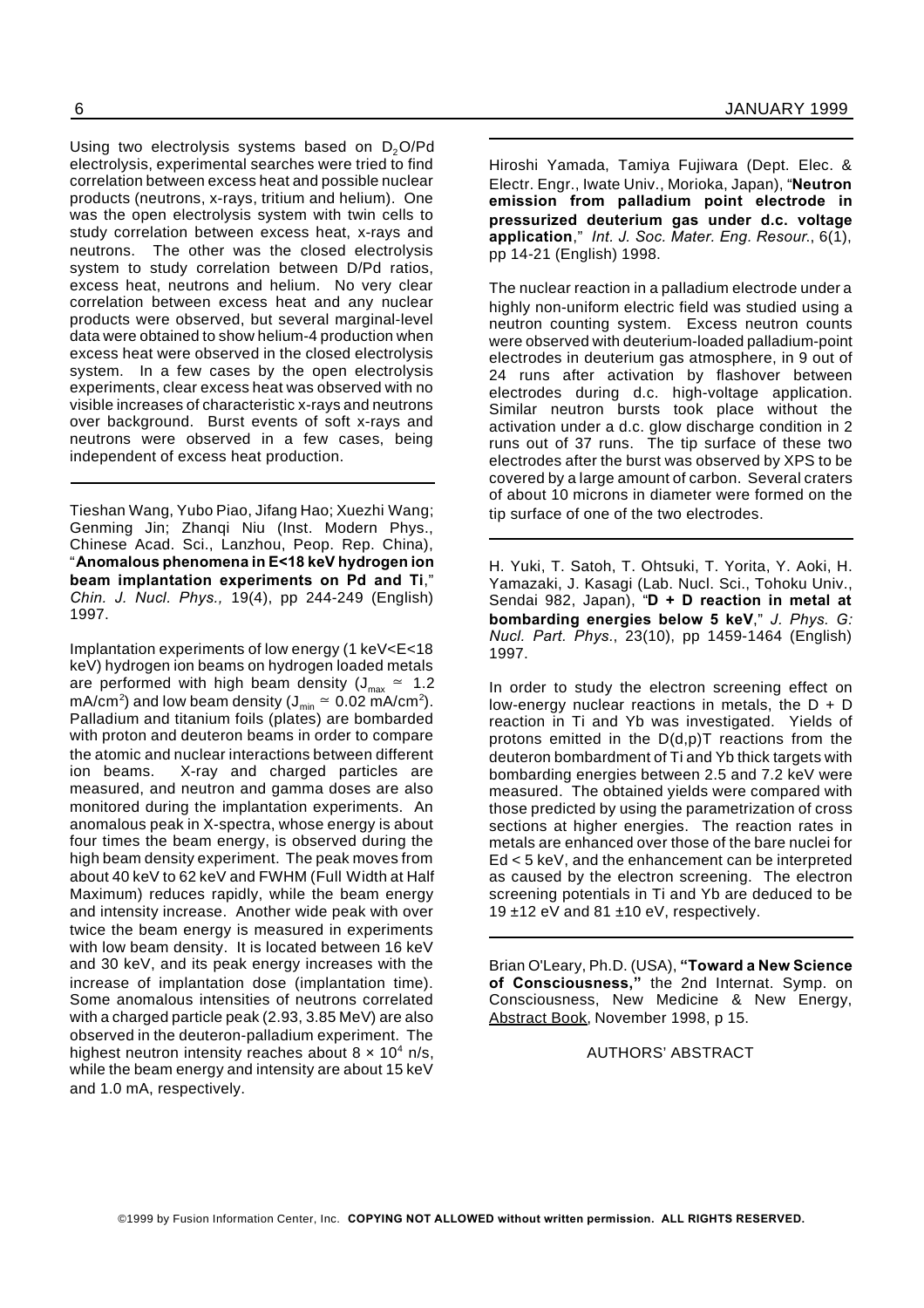Using two electrolysis systems based on $D_2O$/Pd electrolysis, experimental searches were tried to find correlation between excess heat and possible nuclear products (neutrons, x-rays, tritium and helium). One was the open electrolysis system with twin cells to study correlation between excess heat, x-rays and neutrons. The other was the closed electrolysis system to study correlation between D/Pd ratios, excess heat, neutrons and helium. No very clear correlation between excess heat and any nuclear products were observed, but several marginal-level data were obtained to show helium-4 production when excess heat were observed in the closed electrolysis system. In a few cases by the open electrolysis experiments, clear excess heat was observed with no visible increases of characteristic x-rays and neutrons over background. Burst events of soft x-rays and neutrons were observed in a few cases, being independent of excess heat production.

---

Tieshan Wang, Yubo Piao, Jifang Hao; Xuezhi Wang; Genming Jin; Zhanqi Niu (Inst. Modern Phys., Chinese Acad. Sci., Lanzhou, Peop. Rep. China), "**Anomalous phenomena in E<18 keV hydrogen ion beam implantation experiments on Pd and Ti**," *Chin. J. Nucl. Phys.,* 19(4), pp 244-249 (English) 1997.

Implantation experiments of low energy (1 keV<E<18 keV) hydrogen ion beams on hydrogen loaded metals are performed with high beam density ($J_{max} \simeq 1.2$ mA/cm$^2$) and low beam density ($J_{min} \simeq 0.02$ mA/cm$^2$). Palladium and titanium foils (plates) are bombarded with proton and deuteron beams in order to compare the atomic and nuclear interactions between different ion beams. X-ray and charged particles are measured, and neutron and gamma doses are also monitored during the implantation experiments. An anomalous peak in X-spectra, whose energy is about four times the beam energy, is observed during the high beam density experiment. The peak moves from about 40 keV to 62 keV and FWHM (Full Width at Half Maximum) reduces rapidly, while the beam energy and intensity increase. Another wide peak with over twice the beam energy is measured in experiments with low beam density. It is located between 16 keV and 30 keV, and its peak energy increases with the increase of implantation dose (implantation time). Some anomalous intensities of neutrons correlated with a charged particle peak (2.93, 3.85 MeV) are also observed in the deuteron-palladium experiment. The highest neutron intensity reaches about $8 \times 10^4$ n/s, while the beam energy and intensity are about 15 keV and 1.0 mA, respectively.

---

Hiroshi Yamada, Tamiya Fujiwara (Dept. Elec. & Electr. Engr., Iwate Univ., Morioka, Japan), "**Neutron emission from palladium point electrode in pressurized deuterium gas under d.c. voltage application**," *Int. J. Soc. Mater. Eng. Resour.*, 6(1), pp 14-21 (English) 1998.

The nuclear reaction in a palladium electrode under a highly non-uniform electric field was studied using a neutron counting system. Excess neutron counts were observed with deuterium-loaded palladium-point electrodes in deuterium gas atmosphere, in 9 out of 24 runs after activation by flashover between electrodes during d.c. high-voltage application. Similar neutron bursts took place without the activation under a d.c. glow discharge condition in 2 runs out of 37 runs. The tip surface of these two electrodes after the burst was observed by XPS to be covered by a large amount of carbon. Several craters of about 10 microns in diameter were formed on the tip surface of one of the two electrodes.

---

H. Yuki, T. Satoh, T. Ohtsuki, T. Yorita, Y. Aoki, H. Yamazaki, J. Kasagi (Lab. Nucl. Sci., Tohoku Univ., Sendai 982, Japan), "**D + D reaction in metal at bombarding energies below 5 keV**," *J. Phys. G: Nucl. Part. Phys.*, 23(10), pp 1459-1464 (English) 1997.

In order to study the electron screening effect on low-energy nuclear reactions in metals, the D + D reaction in Ti and Yb was investigated. Yields of protons emitted in the D(d,p)T reactions from the deuteron bombardment of Ti and Yb thick targets with bombarding energies between 2.5 and 7.2 keV were measured. The obtained yields were compared with those predicted by using the parametrization of cross sections at higher energies. The reaction rates in metals are enhanced over those of the bare nuclei for Ed < 5 keV, and the enhancement can be interpreted as caused by the electron screening. The electron screening potentials in Ti and Yb are deduced to be 19 ±12 eV and 81 ±10 eV, respectively.

---

Brian O'Leary, Ph.D. (USA), **"Toward a New Science of Consciousness,"** the 2nd Internat. Symp. on Consciousness, New Medicine & New Energy, Abstract Book, November 1998, p 15.

AUTHORS' ABSTRACT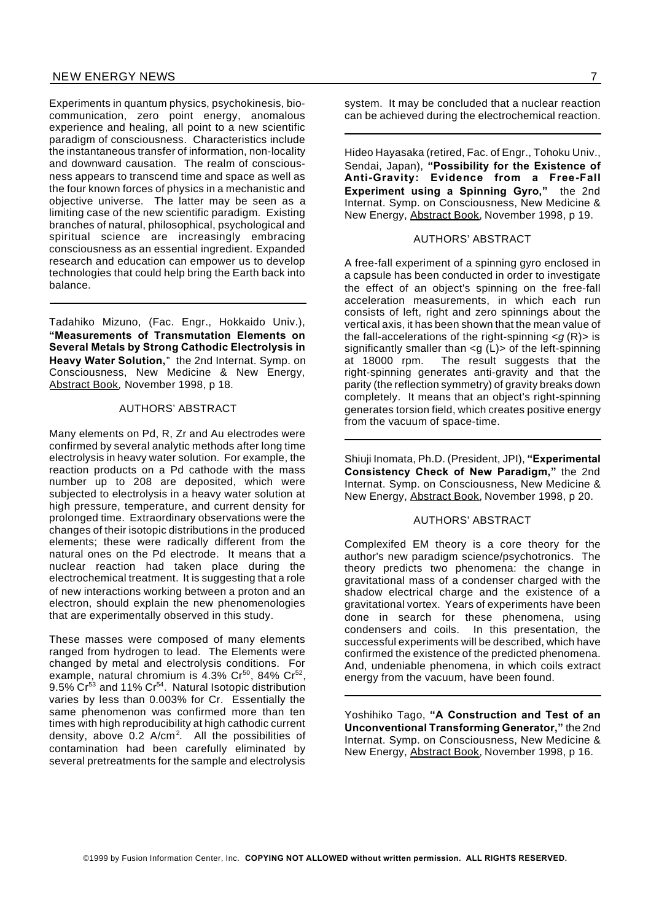Experiments in quantum physics, psychokinesis, bio-communication, zero point energy, anomalous experience and healing, all point to a new scientific paradigm of consciousness. Characteristics include the instantaneous transfer of information, non-locality and downward causation. The realm of consciousness appears to transcend time and space as well as the four known forces of physics in a mechanistic and objective universe. The latter may be seen as a limiting case of the new scientific paradigm. Existing branches of natural, philosophical, psychological and spiritual science are increasingly embracing consciousness as an essential ingredient. Expanded research and education can empower us to develop technologies that could help bring the Earth back into balance.

---

Tadahiko Mizuno, (Fac. Engr., Hokkaido Univ.), **"Measurements of Transmutation Elements on Several Metals by Strong Cathodic Electrolysis in Heavy Water Solution,"** the 2nd Internat. Symp. on Consciousness, New Medicine & New Energy, Abstract Book, November 1998, p 18.

AUTHORS' ABSTRACT

Many elements on Pd, R, Zr and Au electrodes were confirmed by several analytic methods after long time electrolysis in heavy water solution. For example, the reaction products on a Pd cathode with the mass number up to 208 are deposited, which were subjected to electrolysis in a heavy water solution at high pressure, temperature, and current density for prolonged time. Extraordinary observations were the changes of their isotopic distributions in the produced elements; these were radically different from the natural ones on the Pd electrode. It means that a nuclear reaction had taken place during the electrochemical treatment. It is suggesting that a role of new interactions working between a proton and an electron, should explain the new phenomenologies that are experimentally observed in this study.

These masses were composed of many elements ranged from hydrogen to lead. The Elements were changed by metal and electrolysis conditions. For example, natural chromium is 4.3% $Cr^{50}$, 84% $Cr^{52}$, 9.5% $Cr^{53}$ and 11% $Cr^{54}$. Natural Isotopic distribution varies by less than 0.003% for Cr. Essentially the same phenomenon was confirmed more than ten times with high reproducibility at high cathodic current density, above 0.2 $A/cm^2$. All the possibilities of contamination had been carefully eliminated by several pretreatments for the sample and electrolysis system. It may be concluded that a nuclear reaction can be achieved during the electrochemical reaction.

---

Hideo Hayasaka (retired, Fac. of Engr., Tohoku Univ., Sendai, Japan), **"Possibility for the Existence of Anti-Gravity: Evidence from a Free-Fall Experiment using a Spinning Gyro,"** the 2nd Internat. Symp. on Consciousness, New Medicine & New Energy, Abstract Book, November 1998, p 19.

AUTHORS' ABSTRACT

A free-fall experiment of a spinning gyro enclosed in a capsule has been conducted in order to investigate the effect of an object's spinning on the free-fall acceleration measurements, in which each run consists of left, right and zero spinnings about the vertical axis, it has been shown that the mean value of the fall-accelerations of the right-spinning $<g(R)>$ is significantly smaller than $<g(L)>$ of the left-spinning at 18000 rpm. The result suggests that the right-spinning generates anti-gravity and that the parity (the reflection symmetry) of gravity breaks down completely. It means that an object's right-spinning generates torsion field, which creates positive energy from the vacuum of space-time.

---

Shiuji Inomata, Ph.D. (President, JPI), **"Experimental Consistency Check of New Paradigm,"** the 2nd Internat. Symp. on Consciousness, New Medicine & New Energy, Abstract Book, November 1998, p 20.

AUTHORS' ABSTRACT

Complexifed EM theory is a core theory for the author's new paradigm science/psychotronics. The theory predicts two phenomena: the change in gravitational mass of a condenser charged with the shadow electrical charge and the existence of a gravitational vortex. Years of experiments have been done in search for these phenomena, using condensers and coils. In this presentation, the successful experiments will be described, which have confirmed the existence of the predicted phenomena. And, undeniable phenomena, in which coils extract energy from the vacuum, have been found.

---

Yoshihiko Tago, **"A Construction and Test of an Unconventional Transforming Generator,"** the 2nd Internat. Symp. on Consciousness, New Medicine & New Energy, Abstract Book, November 1998, p 16.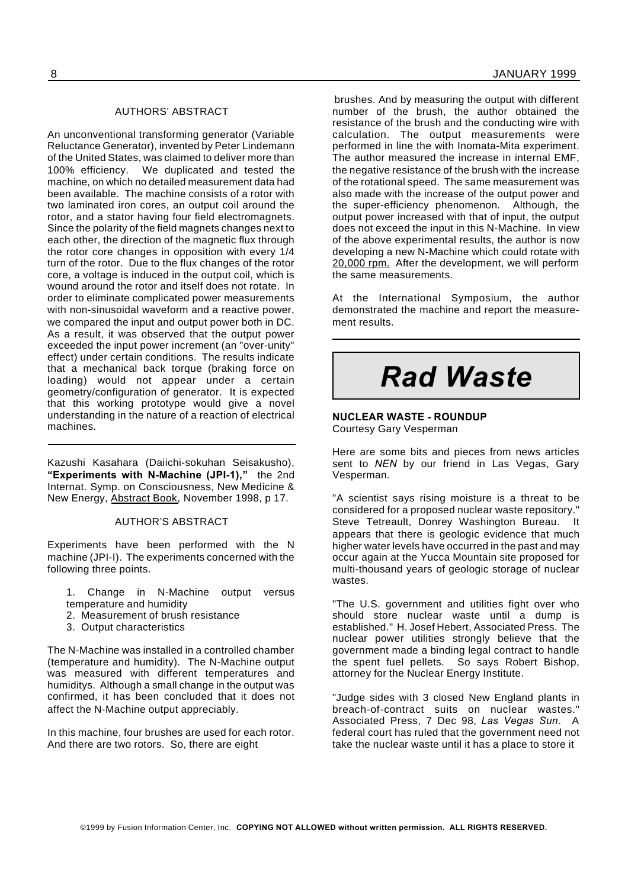AUTHORS' ABSTRACT

An unconventional transforming generator (Variable Reluctance Generator), invented by Peter Lindemann of the United States, was claimed to deliver more than 100% efficiency. We duplicated and tested the machine, on which no detailed measurement data had been available. The machine consists of a rotor with two laminated iron cores, an output coil around the rotor, and a stator having four field electromagnets. Since the polarity of the field magnets changes next to each other, the direction of the magnetic flux through the rotor core changes in opposition with every 1/4 turn of the rotor. Due to the flux changes of the rotor core, a voltage is induced in the output coil, which is wound around the rotor and itself does not rotate. In order to eliminate complicated power measurements with non-sinusoidal waveform and a reactive power, we compared the input and output power both in DC. As a result, it was observed that the output power exceeded the input power increment (an "over-unity" effect) under certain conditions. The results indicate that a mechanical back torque (braking force on loading) would not appear under a certain geometry/configuration of generator. It is expected that this working prototype would give a novel understanding in the nature of a reaction of electrical machines.

---

Kazushi Kasahara (Daiichi-sokuhan Seisakusho), **"Experiments with N-Machine (JPI-1),"** the 2nd Internat. Symp. on Consciousness, New Medicine & New Energy, Abstract Book, November 1998, p 17.

AUTHOR'S ABSTRACT

Experiments have been performed with the N machine (JPI-I). The experiments concerned with the following three points.

1. Change in N-Machine output versus temperature and humidity
2. Measurement of brush resistance
3. Output characteristics

The N-Machine was installed in a controlled chamber (temperature and humidity). The N-Machine output was measured with different temperatures and humiditys. Although a small change in the output was confirmed, it has been concluded that it does not affect the N-Machine output appreciably.

In this machine, four brushes are used for each rotor. And there are two rotors. So, there are eight brushes. And by measuring the output with different number of the brush, the author obtained the resistance of the brush and the conducting wire with calculation. The output measurements were performed in line the with Inomata-Mita experiment. The author measured the increase in internal EMF, the negative resistance of the brush with the increase of the rotational speed. The same measurement was also made with the increase of the output power and the super-efficiency phenomenon. Although, the output power increased with that of input, the output does not exceed the input in this N-Machine. In view of the above experimental results, the author is now developing a new N-Machine which could rotate with 20,000 rpm. After the development, we will perform the same measurements.

At the International Symposium, the author demonstrated the machine and report the measurement results.

---

# *Rad Waste*

**NUCLEAR WASTE - ROUNDUP**
Courtesy Gary Vesperman

Here are some bits and pieces from news articles sent to *NEN* by our friend in Las Vegas, Gary Vesperman.

"A scientist says rising moisture is a threat to be considered for a proposed nuclear waste repository." Steve Tetreault, Donrey Washington Bureau. It appears that there is geologic evidence that much higher water levels have occurred in the past and may occur again at the Yucca Mountain site proposed for multi-thousand years of geologic storage of nuclear wastes.

"The U.S. government and utilities fight over who should store nuclear waste until a dump is established." H. Josef Hebert, Associated Press. The nuclear power utilities strongly believe that the government made a binding legal contract to handle the spent fuel pellets. So says Robert Bishop, attorney for the Nuclear Energy Institute.

"Judge sides with 3 closed New England plants in breach-of-contract suits on nuclear wastes." Associated Press, 7 Dec 98, *Las Vegas Sun*. A federal court has ruled that the government need not take the nuclear waste until it has a place to store it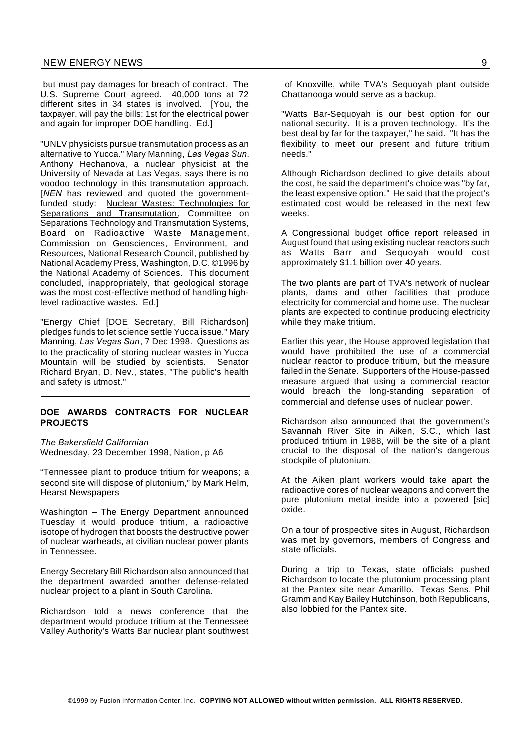but must pay damages for breach of contract. The U.S. Supreme Court agreed. 40,000 tons at 72 different sites in 34 states is involved. [You, the taxpayer, will pay the bills: 1st for the electrical power and again for improper DOE handling. Ed.]

"UNLV physicists pursue transmutation process as an alternative to Yucca." Mary Manning, *Las Vegas Sun*. Anthony Hechanova, a nuclear physicist at the University of Nevada at Las Vegas, says there is no voodoo technology in this transmutation approach. [*NEN* has reviewed and quoted the government-funded study: Nuclear Wastes: Technologies for Separations and Transmutation, Committee on Separations Technology and Transmutation Systems, Board on Radioactive Waste Management, Commission on Geosciences, Environment, and Resources, National Research Council, published by National Academy Press, Washington, D.C. ©1996 by the National Academy of Sciences. This document concluded, inappropriately, that geological storage was the most cost-effective method of handling high-level radioactive wastes. Ed.]

"Energy Chief [DOE Secretary, Bill Richardson] pledges funds to let science settle Yucca issue." Mary Manning, *Las Vegas Sun*, 7 Dec 1998. Questions as to the practicality of storing nuclear wastes in Yucca Mountain will be studied by scientists. Senator Richard Bryan, D. Nev., states, "The public's health and safety is utmost."

---

**DOE AWARDS CONTRACTS FOR NUCLEAR PROJECTS**

*The Bakersfield Californian*
Wednesday, 23 December 1998, Nation, p A6

"Tennessee plant to produce tritium for weapons; a second site will dispose of plutonium," by Mark Helm, Hearst Newspapers

Washington – The Energy Department announced Tuesday it would produce tritium, a radioactive isotope of hydrogen that boosts the destructive power of nuclear warheads, at civilian nuclear power plants in Tennessee.

Energy Secretary Bill Richardson also announced that the department awarded another defense-related nuclear project to a plant in South Carolina.

Richardson told a news conference that the department would produce tritium at the Tennessee Valley Authority's Watts Bar nuclear plant southwest of Knoxville, while TVA's Sequoyah plant outside Chattanooga would serve as a backup.

"Watts Bar-Sequoyah is our best option for our national security. It is a proven technology. It's the best deal by far for the taxpayer," he said. "It has the flexibility to meet our present and future tritium needs."

Although Richardson declined to give details about the cost, he said the department's choice was "by far, the least expensive option." He said that the project's estimated cost would be released in the next few weeks.

A Congressional budget office report released in August found that using existing nuclear reactors such as Watts Barr and Sequoyah would cost approximately $1.1 billion over 40 years.

The two plants are part of TVA's network of nuclear plants, dams and other facilities that produce electricity for commercial and home use. The nuclear plants are expected to continue producing electricity while they make tritium.

Earlier this year, the House approved legislation that would have prohibited the use of a commercial nuclear reactor to produce tritium, but the measure failed in the Senate. Supporters of the House-passed measure argued that using a commercial reactor would breach the long-standing separation of commercial and defense uses of nuclear power.

Richardson also announced that the government's Savannah River Site in Aiken, S.C., which last produced tritium in 1988, will be the site of a plant crucial to the disposal of the nation's dangerous stockpile of plutonium.

At the Aiken plant workers would take apart the radioactive cores of nuclear weapons and convert the pure plutonium metal inside into a powered [sic] oxide.

On a tour of prospective sites in August, Richardson was met by governors, members of Congress and state officials.

During a trip to Texas, state officials pushed Richardson to locate the plutonium processing plant at the Pantex site near Amarillo. Texas Sens. Phil Gramm and Kay Bailey Hutchinson, both Republicans, also lobbied for the Pantex site.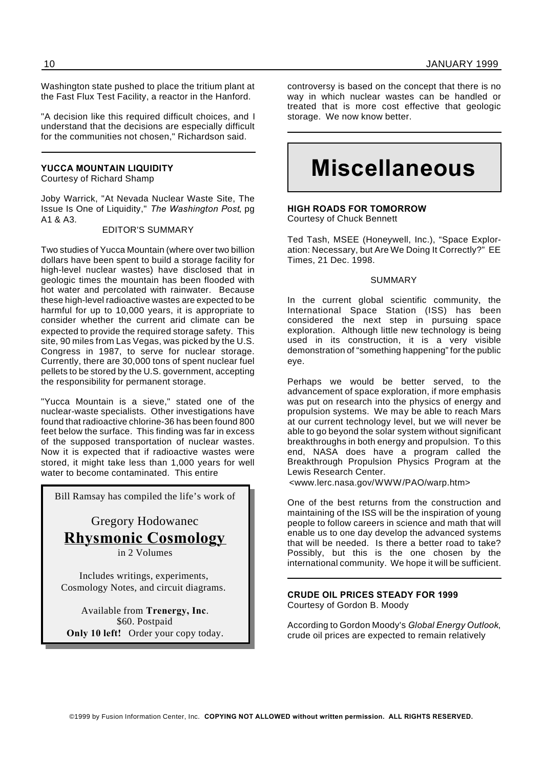Washington state pushed to place the tritium plant at the Fast Flux Test Facility, a reactor in the Hanford.

"A decision like this required difficult choices, and I understand that the decisions are especially difficult for the communities not chosen," Richardson said.

---

**YUCCA MOUNTAIN LIQUIDITY**
Courtesy of Richard Shamp

Joby Warrick, "At Nevada Nuclear Waste Site, The Issue Is One of Liquidity," *The Washington Post*, pg A1 & A3.

EDITOR'S SUMMARY

Two studies of Yucca Mountain (where over two billion dollars have been spent to build a storage facility for high-level nuclear wastes) have disclosed that in geologic times the mountain has been flooded with hot water and percolated with rainwater. Because these high-level radioactive wastes are expected to be harmful for up to 10,000 years, it is appropriate to consider whether the current arid climate can be expected to provide the required storage safety. This site, 90 miles from Las Vegas, was picked by the U.S. Congress in 1987, to serve for nuclear storage. Currently, there are 30,000 tons of spent nuclear fuel pellets to be stored by the U.S. government, accepting the responsibility for permanent storage.

"Yucca Mountain is a sieve," stated one of the nuclear-waste specialists. Other investigations have found that radioactive chlorine-36 has been found 800 feet below the surface. This finding was far in excess of the supposed transportation of nuclear wastes. Now it is expected that if radioactive wastes were stored, it might take less than 1,000 years for well water to become contaminated. This entire controversy is based on the concept that there is no way in which nuclear wastes can be handled or treated that is more cost effective that geologic storage. We now know better.

---

Bill Ramsay has compiled the life's work of

Gregory Hodowanec
**Rhysmonic Cosmology**
in 2 Volumes

Includes writings, experiments, Cosmology Notes, and circuit diagrams.

Available from **Trenergy, Inc**.
$60. Postpaid
**Only 10 left!** Order your copy today.

---

# Miscellaneous

**HIGH ROADS FOR TOMORROW**
Courtesy of Chuck Bennett

Ted Tash, MSEE (Honeywell, Inc.), "Space Exploration: Necessary, but Are We Doing It Correctly?" EE Times, 21 Dec. 1998.

SUMMARY

In the current global scientific community, the International Space Station (ISS) has been considered the next step in pursuing space exploration. Although little new technology is being used in its construction, it is a very visible demonstration of "something happening" for the public eye.

Perhaps we would be better served, to the advancement of space exploration, if more emphasis was put on research into the physics of energy and propulsion systems. We may be able to reach Mars at our current technology level, but we will never be able to go beyond the solar system without significant breakthroughs in both energy and propulsion. To this end, NASA does have a program called the Breakthrough Propulsion Physics Program at the Lewis Research Center.
<www.lerc.nasa.gov/WWW/PAO/warp.htm>

One of the best returns from the construction and maintaining of the ISS will be the inspiration of young people to follow careers in science and math that will enable us to one day develop the advanced systems that will be needed. Is there a better road to take? Possibly, but this is the one chosen by the international community. We hope it will be sufficient.

---

**CRUDE OIL PRICES STEADY FOR 1999**
Courtesy of Gordon B. Moody

According to Gordon Moody's *Global Energy Outlook*, crude oil prices are expected to remain relatively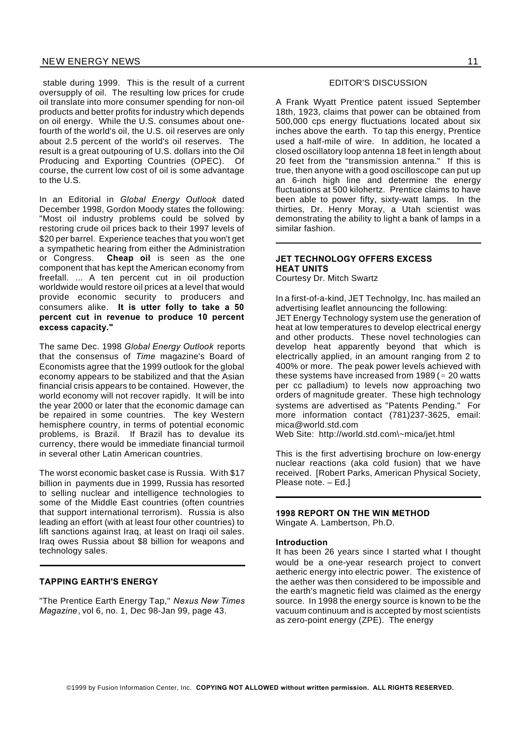stable during 1999. This is the result of a current oversupply of oil. The resulting low prices for crude oil translate into more consumer spending for non-oil products and better profits for industry which depends on oil energy. While the U.S. consumes about one-fourth of the world's oil, the U.S. oil reserves are only about 2.5 percent of the world's oil reserves. The result is a great outpouring of U.S. dollars into the Oil Producing and Exporting Countries (OPEC). Of course, the current low cost of oil is some advantage to the U.S.

In an Editorial in *Global Energy Outlook* dated December 1998, Gordon Moody states the following: "Most oil industry problems could be solved by restoring crude oil prices back to their 1997 levels of $20 per barrel. Experience teaches that you won't get a sympathetic hearing from either the Administration or Congress. **Cheap oil** is seen as the one component that has kept the American economy from freefall. ... A ten percent cut in oil production worldwide would restore oil prices at a level that would provide economic security to producers and consumers alike. **It is utter folly to take a 50 percent cut in revenue to produce 10 percent excess capacity."**

The same Dec. 1998 *Global Energy Outlook* reports that the consensus of *Time* magazine's Board of Economists agree that the 1999 outlook for the global economy appears to be stabilized and that the Asian financial crisis appears to be contained. However, the world economy will not recover rapidly. It will be into the year 2000 or later that the economic damage can be repaired in some countries. The key Western hemisphere country, in terms of potential economic problems, is Brazil. If Brazil has to devalue its currency, there would be immediate financial turmoil in several other Latin American countries.

The worst economic basket case is Russia. With $17 billion in payments due in 1999, Russia has resorted to selling nuclear and intelligence technologies to some of the Middle East countries (often countries that support international terrorism). Russia is also leading an effort (with at least four other countries) to lift sanctions against Iraq, at least on Iraqi oil sales. Iraq owes Russia about $8 billion for weapons and technology sales.

---

### TAPPING EARTH'S ENERGY

"The Prentice Earth Energy Tap," *Nexus New Times Magazine*, vol 6, no. 1, Dec 98-Jan 99, page 43.

EDITOR'S DISCUSSION

A Frank Wyatt Prentice patent issued September 18th, 1923, claims that power can be obtained from 500,000 cps energy fluctuations located about six inches above the earth. To tap this energy, Prentice used a half-mile of wire. In addition, he located a closed oscillatory loop antenna 18 feet in length about 20 feet from the "transmission antenna." If this is true, then anyone with a good oscilloscope can put up an 6-inch high line and determine the energy fluctuations at 500 kilohertz. Prentice claims to have been able to power fifty, sixty-watt lamps. In the thirties, Dr. Henry Moray, a Utah scientist was demonstrating the ability to light a bank of lamps in a similar fashion.

---

### JET TECHNOLOGY OFFERS EXCESS HEAT UNITS

Courtesy Dr. Mitch Swartz

In a first-of-a-kind, JET Technolgy, Inc. has mailed an advertising leaflet announcing the following:
JET Energy Technology system use the generation of heat at low temperatures to develop electrical energy and other products. These novel technologies can develop heat apparently beyond that which is electrically applied, in an amount ranging from 2 to 400% or more. The peak power levels achieved with these systems have increased from 1989 ($\approx$ 20 watts per cc palladium) to levels now approaching two orders of magnitude greater. These high technology systems are advertised as "Patents Pending." For more information contact (781)237-3625, email: mica@world.std.com
Web Site: http://world.std.com\~mica/jet.html

This is the first advertising brochure on low-energy nuclear reactions (aka cold fusion) that we have received. [Robert Parks, American Physical Society, Please note. – Ed.]

---

### 1998 REPORT ON THE WIN METHOD

Wingate A. Lambertson, Ph.D.

#### Introduction

It has been 26 years since I started what I thought would be a one-year research project to convert aetheric energy into electric power. The existence of the aether was then considered to be impossible and the earth's magnetic field was claimed as the energy source. In 1998 the energy source is known to be the vacuum continuum and is accepted by most scientists as zero-point energy (ZPE). The energy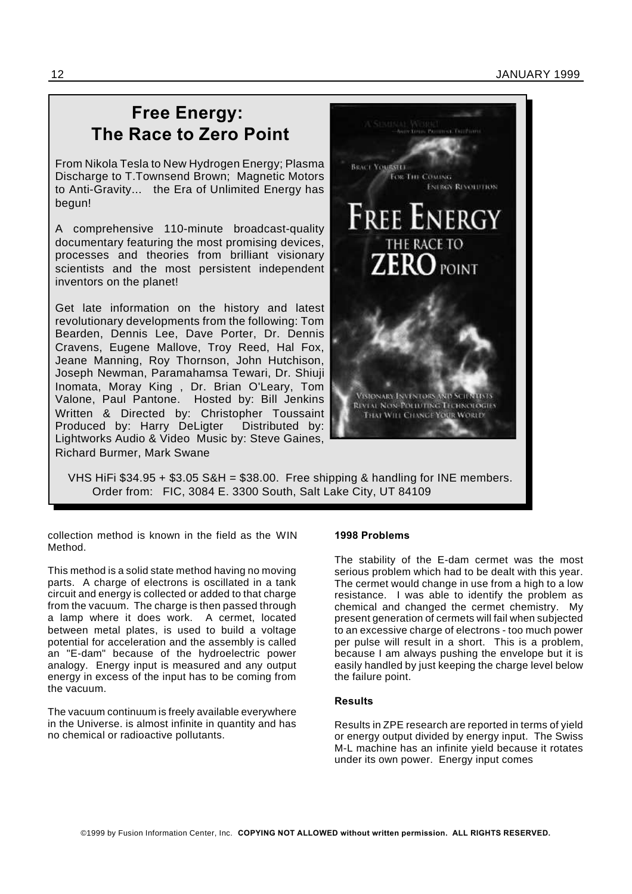## Free Energy: The Race to Zero Point

From Nikola Tesla to New Hydrogen Energy; Plasma Discharge to T.Townsend Brown; Magnetic Motors to Anti-Gravity... the Era of Unlimited Energy has begun!

A comprehensive 110-minute broadcast-quality documentary featuring the most promising devices, processes and theories from brilliant visionary scientists and the most persistent independent inventors on the planet!

Get late information on the history and latest revolutionary developments from the following: Tom Bearden, Dennis Lee, Dave Porter, Dr. Dennis Cravens, Eugene Mallove, Troy Reed, Hal Fox, Jeane Manning, Roy Thornson, John Hutchison, Joseph Newman, Paramahamsa Tewari, Dr. Shiuji Inomata, Moray King , Dr. Brian O'Leary, Tom Valone, Paul Pantone. Hosted by: Bill Jenkins Written & Directed by: Christopher Toussaint Produced by: Harry DeLigter Distributed by: Lightworks Audio & Video Music by: Steve Gaines, Richard Burmer, Mark Swane

VHS HiFi $34.95 + $3.05 S&H = $38.00. Free shipping & handling for INE members. Order from: FIC, 3084 E. 3300 South, Salt Lake City, UT 84109

---

collection method is known in the field as the WIN Method.

This method is a solid state method having no moving parts. A charge of electrons is oscillated in a tank circuit and energy is collected or added to that charge from the vacuum. The charge is then passed through a lamp where it does work. A cermet, located between metal plates, is used to build a voltage potential for acceleration and the assembly is called an "E-dam" because of the hydroelectric power analogy. Energy input is measured and any output energy in excess of the input has to be coming from the vacuum.

The vacuum continuum is freely available everywhere in the Universe. is almost infinite in quantity and has no chemical or radioactive pollutants.

#### 1998 Problems

The stability of the E-dam cermet was the most serious problem which had to be dealt with this year. The cermet would change in use from a high to a low resistance. I was able to identify the problem as chemical and changed the cermet chemistry. My present generation of cermets will fail when subjected to an excessive charge of electrons - too much power per pulse will result in a short. This is a problem, because I am always pushing the envelope but it is easily handled by just keeping the charge level below the failure point.

#### Results

Results in ZPE research are reported in terms of yield or energy output divided by energy input. The Swiss M-L machine has an infinite yield because it rotates under its own power. Energy input comes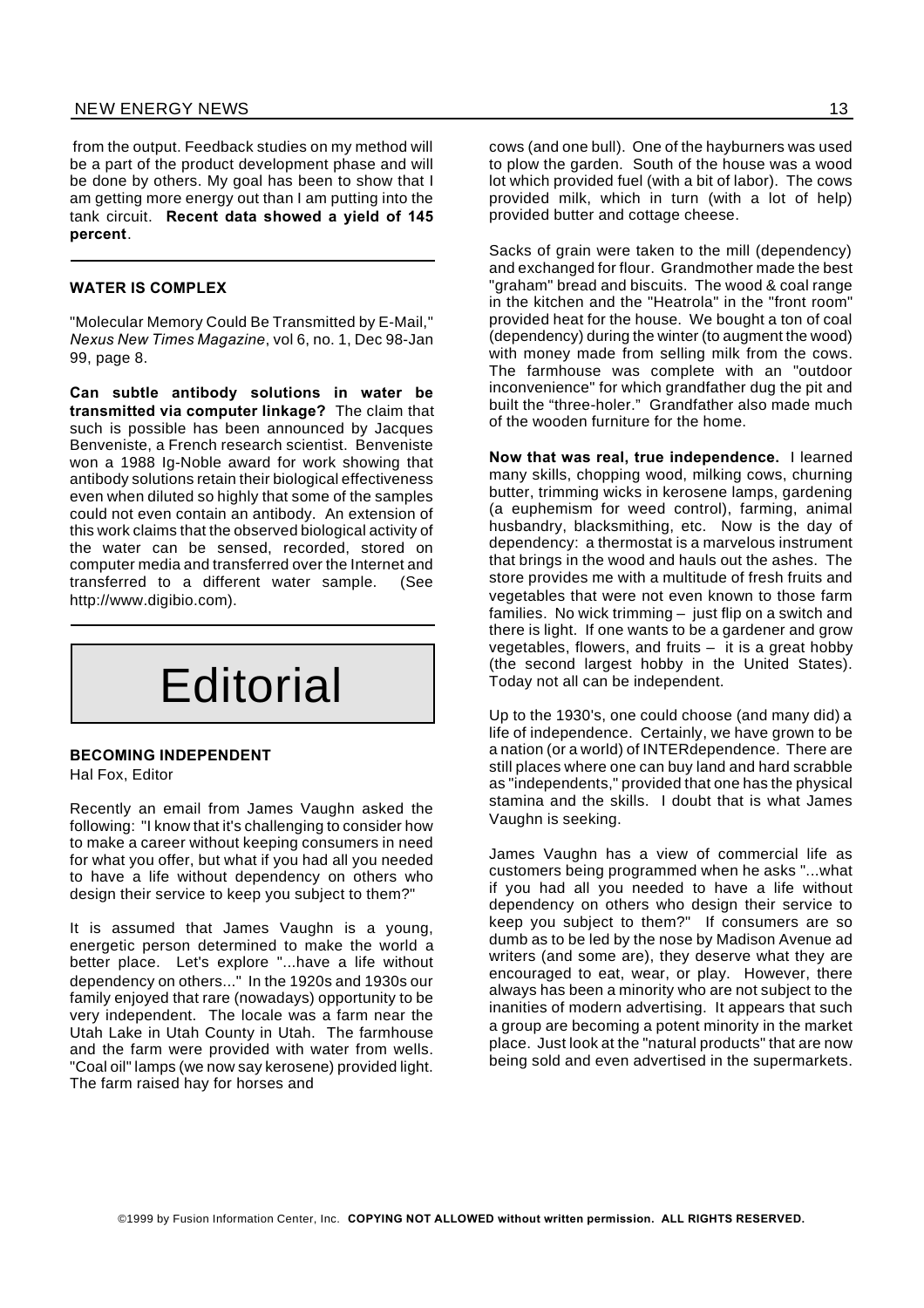from the output. Feedback studies on my method will be a part of the product development phase and will be done by others. My goal has been to show that I am getting more energy out than I am putting into the tank circuit. **Recent data showed a yield of 145 percent**.

---

### WATER IS COMPLEX

"Molecular Memory Could Be Transmitted by E-Mail," *Nexus New Times Magazine*, vol 6, no. 1, Dec 98-Jan 99, page 8.

**Can subtle antibody solutions in water be transmitted via computer linkage?** The claim that such is possible has been announced by Jacques Benveniste, a French research scientist. Benveniste won a 1988 Ig-Noble award for work showing that antibody solutions retain their biological effectiveness even when diluted so highly that some of the samples could not even contain an antibody. An extension of this work claims that the observed biological activity of the water can be sensed, recorded, stored on computer media and transferred over the Internet and transferred to a different water sample. (See http://www.digibio.com).

---

# Editorial

### BECOMING INDEPENDENT

Hal Fox, Editor

Recently an email from James Vaughn asked the following: "I know that it's challenging to consider how to make a career without keeping consumers in need for what you offer, but what if you had all you needed to have a life without dependency on others who design their service to keep you subject to them?"

It is assumed that James Vaughn is a young, energetic person determined to make the world a better place. Let's explore "...have a life without dependency on others..." In the 1920s and 1930s our family enjoyed that rare (nowadays) opportunity to be very independent. The locale was a farm near the Utah Lake in Utah County in Utah. The farmhouse and the farm were provided with water from wells. "Coal oil" lamps (we now say kerosene) provided light. The farm raised hay for horses and cows (and one bull). One of the hayburners was used to plow the garden. South of the house was a wood lot which provided fuel (with a bit of labor). The cows provided milk, which in turn (with a lot of help) provided butter and cottage cheese.

Sacks of grain were taken to the mill (dependency) and exchanged for flour. Grandmother made the best "graham" bread and biscuits. The wood & coal range in the kitchen and the "Heatrola" in the "front room" provided heat for the house. We bought a ton of coal (dependency) during the winter (to augment the wood) with money made from selling milk from the cows. The farmhouse was complete with an "outdoor inconvenience" for which grandfather dug the pit and built the "three-holer." Grandfather also made much of the wooden furniture for the home.

**Now that was real, true independence.** I learned many skills, chopping wood, milking cows, churning butter, trimming wicks in kerosene lamps, gardening (a euphemism for weed control), farming, animal husbandry, blacksmithing, etc. Now is the day of dependency: a thermostat is a marvelous instrument that brings in the wood and hauls out the ashes. The store provides me with a multitude of fresh fruits and vegetables that were not even known to those farm families. No wick trimming – just flip on a switch and there is light. If one wants to be a gardener and grow vegetables, flowers, and fruits – it is a great hobby (the second largest hobby in the United States). Today not all can be independent.

Up to the 1930's, one could choose (and many did) a life of independence. Certainly, we have grown to be a nation (or a world) of INTERdependence. There are still places where one can buy land and hard scrabble as "independents," provided that one has the physical stamina and the skills. I doubt that is what James Vaughn is seeking.

James Vaughn has a view of commercial life as customers being programmed when he asks "...what if you had all you needed to have a life without dependency on others who design their service to keep you subject to them?" If consumers are so dumb as to be led by the nose by Madison Avenue ad writers (and some are), they deserve what they are encouraged to eat, wear, or play. However, there always has been a minority who are not subject to the inanities of modern advertising. It appears that such a group are becoming a potent minority in the market place. Just look at the "natural products" that are now being sold and even advertised in the supermarkets.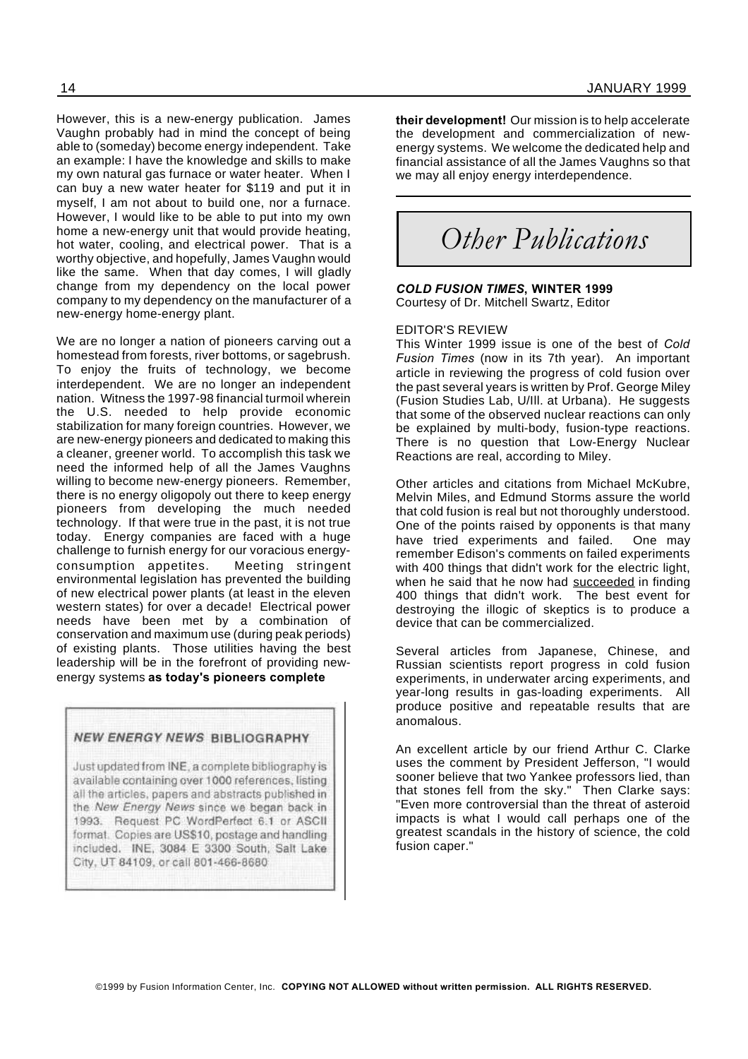However, this is a new-energy publication. James Vaughn probably had in mind the concept of being able to (someday) become energy independent. Take an example: I have the knowledge and skills to make my own natural gas furnace or water heater. When I can buy a new water heater for $119 and put it in myself, I am not about to build one, nor a furnace. However, I would like to be able to put into my own home a new-energy unit that would provide heating, hot water, cooling, and electrical power. That is a worthy objective, and hopefully, James Vaughn would like the same. When that day comes, I will gladly change from my dependency on the local power company to my dependency on the manufacturer of a new-energy home-energy plant.

We are no longer a nation of pioneers carving out a homestead from forests, river bottoms, or sagebrush. To enjoy the fruits of technology, we become interdependent. We are no longer an independent nation. Witness the 1997-98 financial turmoil wherein the U.S. needed to help provide economic stabilization for many foreign countries. However, we are new-energy pioneers and dedicated to making this a cleaner, greener world. To accomplish this task we need the informed help of all the James Vaughns willing to become new-energy pioneers. Remember, there is no energy oligopoly out there to keep energy pioneers from developing the much needed technology. If that were true in the past, it is not true today. Energy companies are faced with a huge challenge to furnish energy for our voracious energy-consumption appetites. Meeting stringent environmental legislation has prevented the building of new electrical power plants (at least in the eleven western states) for over a decade! Electrical power needs have been met by a combination of conservation and maximum use (during peak periods) of existing plants. Those utilities having the best leadership will be in the forefront of providing new-energy systems **as today's pioneers complete their development!** Our mission is to help accelerate the development and commercialization of new-energy systems. We welcome the dedicated help and financial assistance of all the James Vaughns so that we may all enjoy energy interdependence.

**NEW ENERGY NEWS BIBLIOGRAPHY**

Just updated from INE, a complete bibliography is available containing over 1000 references, listing all the articles, papers and abstracts published in the *New Energy News* since we began back in 1993. Request PC WordPerfect 6.1 or ASCII format. Copies are US$10, postage and handling included. INE, 3084 E 3300 South, Salt Lake City, UT 84109, or call 801-466-8680

# Other Publications

***COLD FUSION TIMES*, WINTER 1999**
Courtesy of Dr. Mitchell Swartz, Editor

EDITOR'S REVIEW

This Winter 1999 issue is one of the best of *Cold Fusion Times* (now in its 7th year). An important article in reviewing the progress of cold fusion over the past several years is written by Prof. George Miley (Fusion Studies Lab, U/Ill. at Urbana). He suggests that some of the observed nuclear reactions can only be explained by multi-body, fusion-type reactions. There is no question that Low-Energy Nuclear Reactions are real, according to Miley.

Other articles and citations from Michael McKubre, Melvin Miles, and Edmund Storms assure the world that cold fusion is real but not thoroughly understood. One of the points raised by opponents is that many have tried experiments and failed. One may remember Edison's comments on failed experiments with 400 things that didn't work for the electric light, when he said that he now had succeeded in finding 400 things that didn't work. The best event for destroying the illogic of skeptics is to produce a device that can be commercialized.

Several articles from Japanese, Chinese, and Russian scientists report progress in cold fusion experiments, in underwater arcing experiments, and year-long results in gas-loading experiments. All produce positive and repeatable results that are anomalous.

An excellent article by our friend Arthur C. Clarke uses the comment by President Jefferson, "I would sooner believe that two Yankee professors lied, than that stones fell from the sky." Then Clarke says: "Even more controversial than the threat of asteroid impacts is what I would call perhaps one of the greatest scandals in the history of science, the cold fusion caper."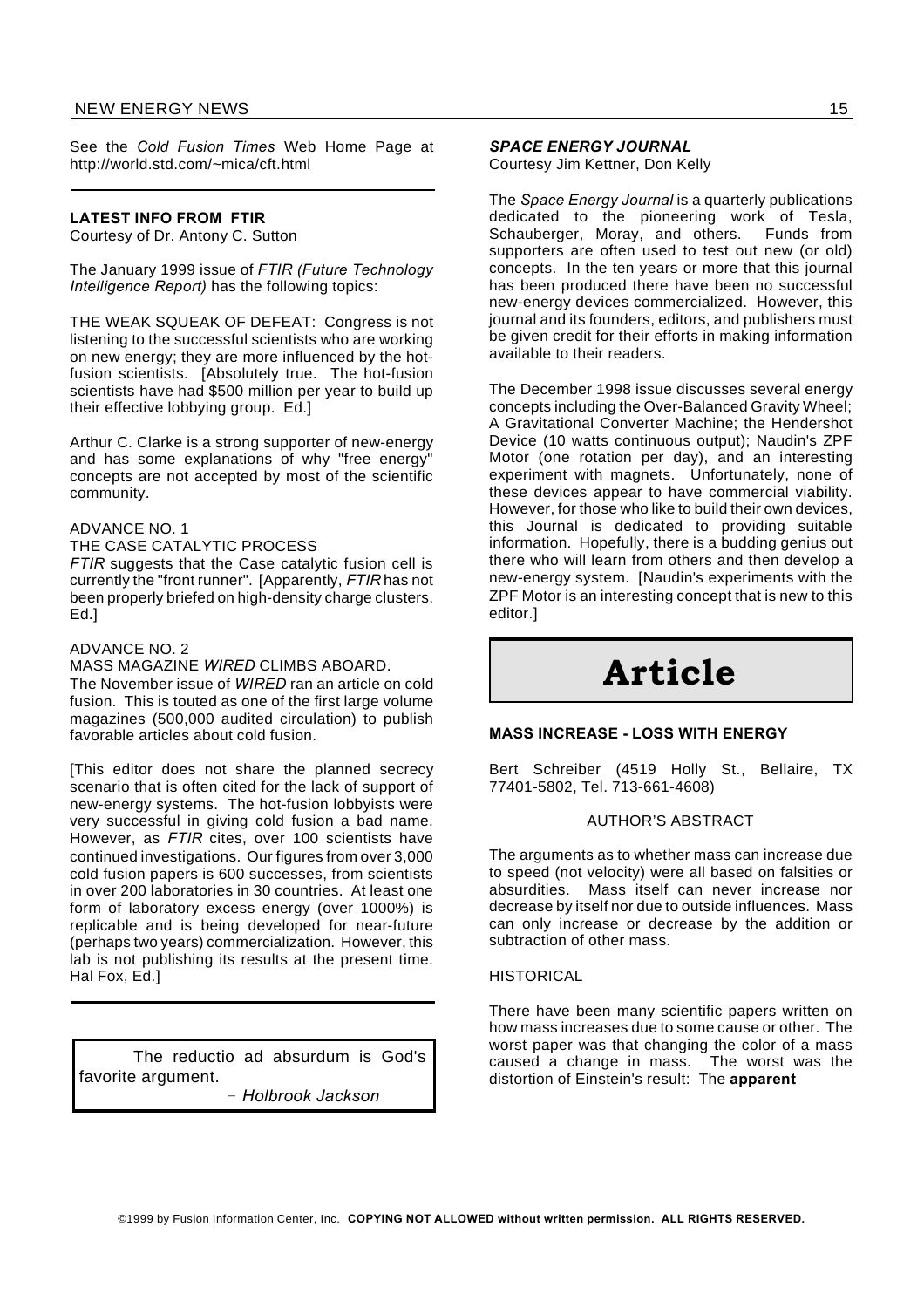See the *Cold Fusion Times* Web Home Page at http://world.std.com/~mica/cft.html

---

**LATEST INFO FROM FTIR**

Courtesy of Dr. Antony C. Sutton

The January 1999 issue of *FTIR (Future Technology Intelligence Report)* has the following topics:

THE WEAK SQUEAK OF DEFEAT: Congress is not listening to the successful scientists who are working on new energy; they are more influenced by the hot-fusion scientists. [Absolutely true. The hot-fusion scientists have had $500 million per year to build up their effective lobbying group. Ed.]

Arthur C. Clarke is a strong supporter of new-energy and has some explanations of why "free energy" concepts are not accepted by most of the scientific community.

ADVANCE NO. 1

THE CASE CATALYTIC PROCESS

*FTIR* suggests that the Case catalytic fusion cell is currently the "front runner". [Apparently, *FTIR* has not been properly briefed on high-density charge clusters. Ed.]

ADVANCE NO. 2

MASS MAGAZINE *WIRED* CLIMBS ABOARD.

The November issue of *WIRED* ran an article on cold fusion. This is touted as one of the first large volume magazines (500,000 audited circulation) to publish favorable articles about cold fusion.

[This editor does not share the planned secrecy scenario that is often cited for the lack of support of new-energy systems. The hot-fusion lobbyists were very successful in giving cold fusion a bad name. However, as *FTIR* cites, over 100 scientists have continued investigations. Our figures from over 3,000 cold fusion papers is 600 successes, from scientists in over 200 laboratories in 30 countries. At least one form of laboratory excess energy (over 1000%) is replicable and is being developed for near-future (perhaps two years) commercialization. However, this lab is not publishing its results at the present time. Hal Fox, Ed.]

---

> The reductio ad absurdum is God's favorite argument.
>
> - *Holbrook Jackson*

***SPACE ENERGY JOURNAL***

Courtesy Jim Kettner, Don Kelly

The *Space Energy Journal* is a quarterly publications dedicated to the pioneering work of Tesla, Schauberger, Moray, and others. Funds from supporters are often used to test out new (or old) concepts. In the ten years or more that this journal has been produced there have been no successful new-energy devices commercialized. However, this journal and its founders, editors, and publishers must be given credit for their efforts in making information available to their readers.

The December 1998 issue discusses several energy concepts including the Over-Balanced Gravity Wheel; A Gravitational Converter Machine; the Hendershot Device (10 watts continuous output); Naudin's ZPF Motor (one rotation per day), and an interesting experiment with magnets. Unfortunately, none of these devices appear to have commercial viability. However, for those who like to build their own devices, this Journal is dedicated to providing suitable information. Hopefully, there is a budding genius out there who will learn from others and then develop a new-energy system. [Naudin's experiments with the ZPF Motor is an interesting concept that is new to this editor.]

# Article

## MASS INCREASE - LOSS WITH ENERGY

Bert Schreiber (4519 Holly St., Bellaire, TX 77401-5802, Tel. 713-661-4608)

AUTHOR'S ABSTRACT

The arguments as to whether mass can increase due to speed (not velocity) were all based on falsities or absurdities. Mass itself can never increase nor decrease by itself nor due to outside influences. Mass can only increase or decrease by the addition or subtraction of other mass.

HISTORICAL

There have been many scientific papers written on how mass increases due to some cause or other. The worst paper was that changing the color of a mass caused a change in mass. The worst was the distortion of Einstein's result: The **apparent**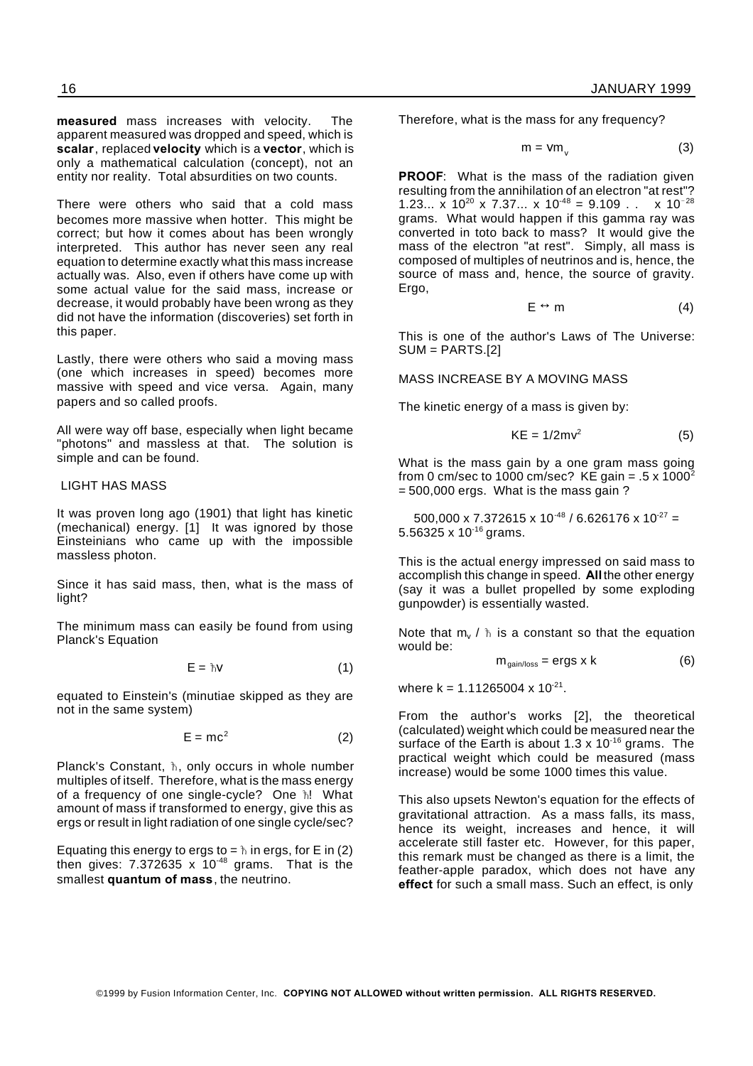**measured** mass increases with velocity. The apparent measured was dropped and speed, which is **scalar**, replaced **velocity** which is a **vector**, which is only a mathematical calculation (concept), not an entity nor reality. Total absurdities on two counts.

There were others who said that a cold mass becomes more massive when hotter. This might be correct; but how it comes about has been wrongly interpreted. This author has never seen any real equation to determine exactly what this mass increase actually was. Also, even if others have come up with some actual value for the said mass, increase or decrease, it would probably have been wrong as they did not have the information (discoveries) set forth in this paper.

Lastly, there were others who said a moving mass (one which increases in speed) becomes more massive with speed and vice versa. Again, many papers and so called proofs.

All were way off base, especially when light became "photons" and massless at that. The solution is simple and can be found.

## LIGHT HAS MASS

It was proven long ago (1901) that light has kinetic (mechanical) energy. [1] It was ignored by those Einsteinians who came up with the impossible massless photon.

Since it has said mass, then, what is the mass of light?

The minimum mass can easily be found from using Planck's Equation

$$E = \hbar v \qquad (1)$$

equated to Einstein's (minutiae skipped as they are not in the same system)

$$E = mc^2 \qquad (2)$$

Planck's Constant, $\hbar$, only occurs in whole number multiples of itself. Therefore, what is the mass energy of a frequency of one single-cycle? One $\hbar$! What amount of mass if transformed to energy, give this as ergs or result in light radiation of one single cycle/sec?

Equating this energy to ergs to = $\hbar$ in ergs, for E in (2) then gives: $7.372635 \times 10^{-48}$ grams. That is the smallest **quantum of mass**, the neutrino.

Therefore, what is the mass for any frequency?

$$m = vm_v \qquad (3)$$

**PROOF**: What is the mass of the radiation given resulting from the annihilation of an electron "at rest"? $1.23... \times 10^{20} \times 7.37... \times 10^{-48} = 9.109\ .\ .\ \times 10^{-28}$ grams. What would happen if this gamma ray was converted in toto back to mass? It would give the mass of the electron "at rest". Simply, all mass is composed of multiples of neutrinos and is, hence, the source of mass and, hence, the source of gravity. Ergo,

$$E \leftrightarrow m \qquad (4)$$

This is one of the author's Laws of The Universe: SUM = PARTS.[2]

## MASS INCREASE BY A MOVING MASS

The kinetic energy of a mass is given by:

$$KE = 1/2mv^2 \qquad (5)$$

What is the mass gain by a one gram mass going from 0 cm/sec to 1000 cm/sec? KE gain = $.5 \times 1000^2$ = 500,000 ergs. What is the mass gain ?

$500{,}000 \times 7.372615 \times 10^{-48} / 6.626176 \times 10^{-27} = 5.56325 \times 10^{-16}$ grams.

This is the actual energy impressed on said mass to accomplish this change in speed. **All** the other energy (say it was a bullet propelled by some exploding gunpowder) is essentially wasted.

Note that $m_v / \hbar$ is a constant so that the equation would be:

$$m_{gain/loss} = ergs \times k \qquad (6)$$

where $k = 1.11265004 \times 10^{-21}$.

From the author's works [2], the theoretical (calculated) weight which could be measured near the surface of the Earth is about $1.3 \times 10^{-16}$ grams. The practical weight which could be measured (mass increase) would be some 1000 times this value.

This also upsets Newton's equation for the effects of gravitational attraction. As a mass falls, its mass, hence its weight, increases and hence, it will accelerate still faster etc. However, for this paper, this remark must be changed as there is a limit, the feather-apple paradox, which does not have any **effect** for such a small mass. Such an effect, is only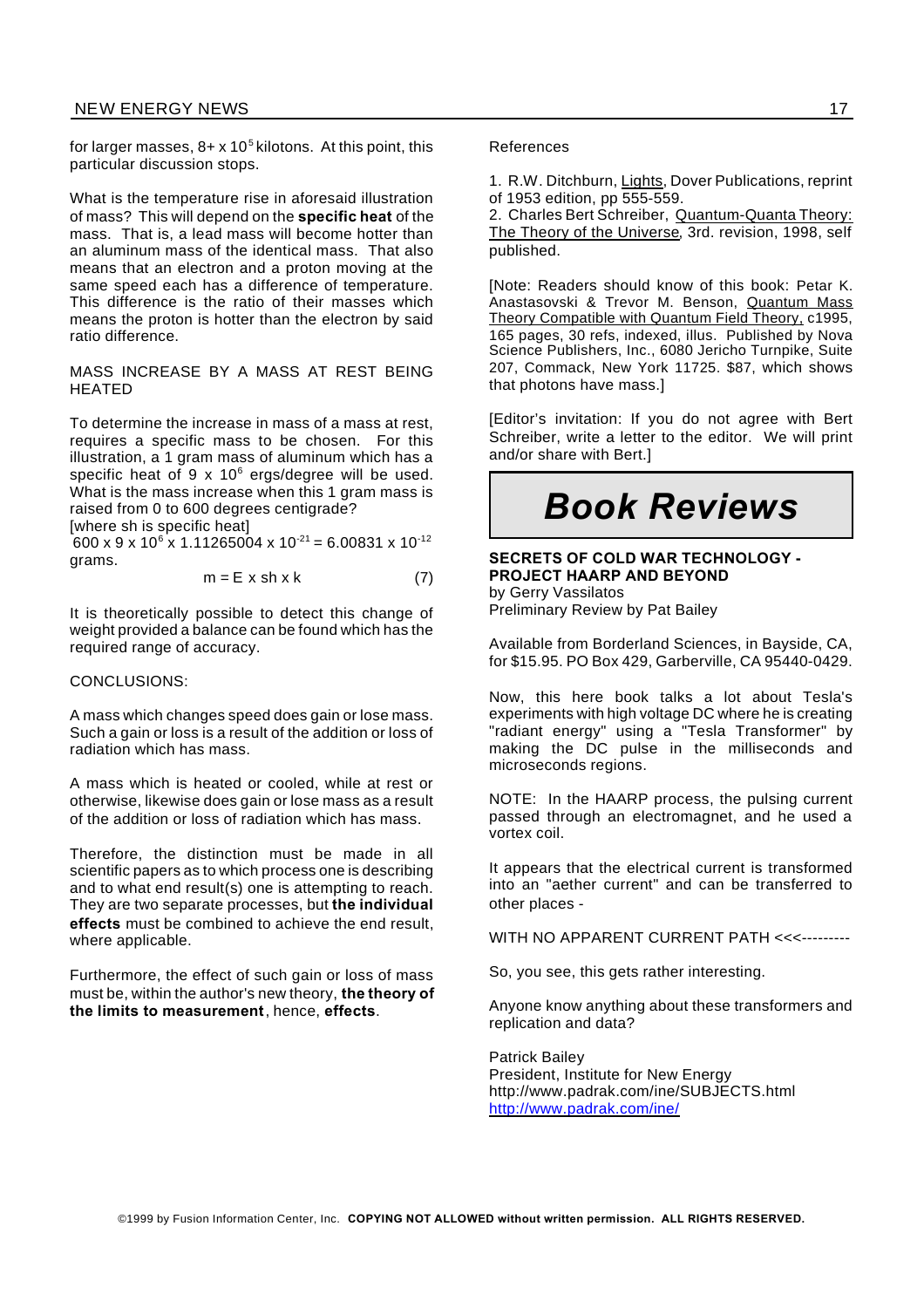for larger masses, $8+ \times 10^5$ kilotons. At this point, this particular discussion stops.

What is the temperature rise in aforesaid illustration of mass? This will depend on the **specific heat** of the mass. That is, a lead mass will become hotter than an aluminum mass of the identical mass. That also means that an electron and a proton moving at the same speed each has a difference of temperature. This difference is the ratio of their masses which means the proton is hotter than the electron by said ratio difference.

MASS INCREASE BY A MASS AT REST BEING HEATED

To determine the increase in mass of a mass at rest, requires a specific mass to be chosen. For this illustration, a 1 gram mass of aluminum which has a specific heat of $9 \times 10^6$ ergs/degree will be used. What is the mass increase when this 1 gram mass is raised from 0 to 600 degrees centigrade?
[where sh is specific heat]
$600 \times 9 \times 10^6 \times 1.11265004 \times 10^{-21} = 6.00831 \times 10^{-12}$ grams.

$$m = E \times sh \times k \qquad (7)$$

It is theoretically possible to detect this change of weight provided a balance can be found which has the required range of accuracy.

CONCLUSIONS:

A mass which changes speed does gain or lose mass. Such a gain or loss is a result of the addition or loss of radiation which has mass.

A mass which is heated or cooled, while at rest or otherwise, likewise does gain or lose mass as a result of the addition or loss of radiation which has mass.

Therefore, the distinction must be made in all scientific papers as to which process one is describing and to what end result(s) one is attempting to reach. They are two separate processes, but **the individual effects** must be combined to achieve the end result, where applicable.

Furthermore, the effect of such gain or loss of mass must be, within the author's new theory, **the theory of the limits to measurement**, hence, **effects**.

References

1. R.W. Ditchburn, Lights, Dover Publications, reprint of 1953 edition, pp 555-559.
2. Charles Bert Schreiber, Quantum-Quanta Theory: The Theory of the Universe, 3rd. revision, 1998, self published.

[Note: Readers should know of this book: Petar K. Anastasovski & Trevor M. Benson, Quantum Mass Theory Compatible with Quantum Field Theory, c1995, 165 pages, 30 refs, indexed, illus. Published by Nova Science Publishers, Inc., 6080 Jericho Turnpike, Suite 207, Commack, New York 11725. $87, which shows that photons have mass.]

[Editor's invitation: If you do not agree with Bert Schreiber, write a letter to the editor. We will print and/or share with Bert.]

# *Book Reviews*

**SECRETS OF COLD WAR TECHNOLOGY - PROJECT HAARP AND BEYOND**
by Gerry Vassilatos
Preliminary Review by Pat Bailey

Available from Borderland Sciences, in Bayside, CA, for $15.95. PO Box 429, Garberville, CA 95440-0429.

Now, this here book talks a lot about Tesla's experiments with high voltage DC where he is creating "radiant energy" using a "Tesla Transformer" by making the DC pulse in the milliseconds and microseconds regions.

NOTE: In the HAARP process, the pulsing current passed through an electromagnet, and he used a vortex coil.

It appears that the electrical current is transformed into an "aether current" and can be transferred to other places -

WITH NO APPARENT CURRENT PATH <<<---------

So, you see, this gets rather interesting.

Anyone know anything about these transformers and replication and data?

Patrick Bailey
President, Institute for New Energy
http://www.padrak.com/ine/SUBJECTS.html
http://www.padrak.com/ine/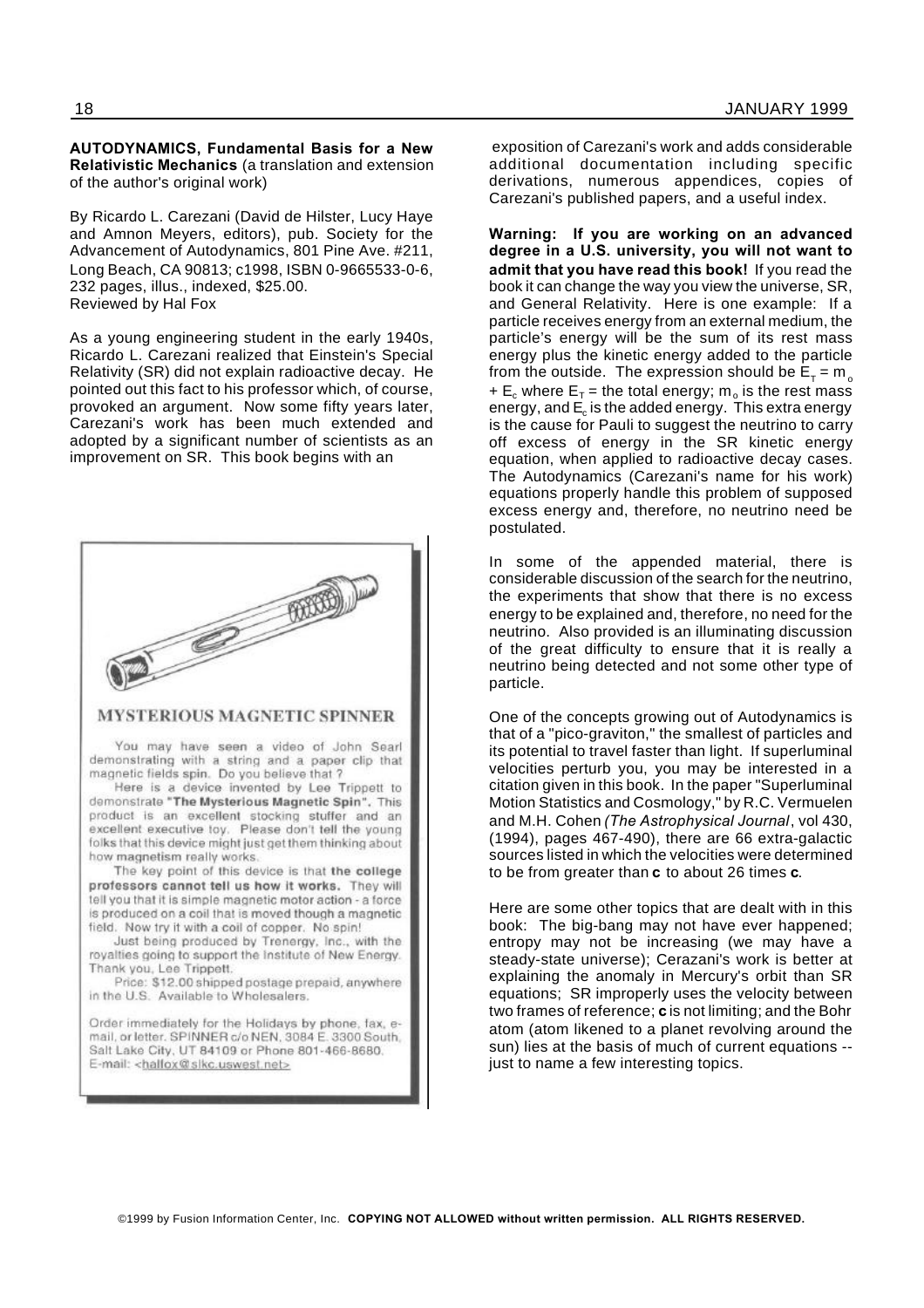**AUTODYNAMICS, Fundamental Basis for a New Relativistic Mechanics** (a translation and extension of the author's original work)

By Ricardo L. Carezani (David de Hilster, Lucy Haye and Amnon Meyers, editors), pub. Society for the Advancement of Autodynamics, 801 Pine Ave. #211, Long Beach, CA 90813; c1998, ISBN 0-9665533-0-6, 232 pages, illus., indexed, $25.00.
Reviewed by Hal Fox

As a young engineering student in the early 1940s, Ricardo L. Carezani realized that Einstein's Special Relativity (SR) did not explain radioactive decay. He pointed out this fact to his professor which, of course, provoked an argument. Now some fifty years later, Carezani's work has been much extended and adopted by a significant number of scientists as an improvement on SR. This book begins with an exposition of Carezani's work and adds considerable additional documentation including specific derivations, numerous appendices, copies of Carezani's published papers, and a useful index.

**Warning: If you are working on an advanced degree in a U.S. university, you will not want to admit that you have read this book!** If you read the book it can change the way you view the universe, SR, and General Relativity. Here is one example: If a particle receives energy from an external medium, the particle's energy will be the sum of its rest mass energy plus the kinetic energy added to the particle from the outside. The expression should be $E_T = m_o + E_c$ where $E_T$ = the total energy; $m_o$ is the rest mass energy, and $E_c$ is the added energy. This extra energy is the cause for Pauli to suggest the neutrino to carry off excess of energy in the SR kinetic energy equation, when applied to radioactive decay cases. The Autodynamics (Carezani's name for his work) equations properly handle this problem of supposed excess energy and, therefore, no neutrino need be postulated.

In some of the appended material, there is considerable discussion of the search for the neutrino, the experiments that show that there is no excess energy to be explained and, therefore, no need for the neutrino. Also provided is an illuminating discussion of the great difficulty to ensure that it is really a neutrino being detected and not some other type of particle.

One of the concepts growing out of Autodynamics is that of a "pico-graviton," the smallest of particles and its potential to travel faster than light. If superluminal velocities perturb you, you may be interested in a citation given in this book. In the paper "Superluminal Motion Statistics and Cosmology," by R.C. Vermuelen and M.H. Cohen *(The Astrophysical Journal*, vol 430, (1994), pages 467-490), there are 66 extra-galactic sources listed in which the velocities were determined to be from greater than **c** to about 26 times **c**.

Here are some other topics that are dealt with in this book: The big-bang may not have ever happened; entropy may not be increasing (we may have a steady-state universe); Cerazani's work is better at explaining the anomaly in Mercury's orbit than SR equations; SR improperly uses the velocity between two frames of reference; **c** is not limiting; and the Bohr atom (atom likened to a planet revolving around the sun) lies at the basis of much of current equations -- just to name a few interesting topics.

## MYSTERIOUS MAGNETIC SPINNER

You may have seen a video of John Searl demonstrating with a string and a paper clip that magnetic fields spin. Do you believe that ?

Here is a device invented by Lee Trippett to demonstrate **"The Mysterious Magnetic Spin".** This product is an excellent stocking stuffer and an excellent executive toy. Please don't tell the young folks that this device might just get them thinking about how magnetism really works.

The key point of this device is that **the college professors cannot tell us how it works.** They will tell you that it is simple magnetic motor action - a force is produced on a coil that is moved though a magnetic field. Now try it with a coil of copper. No spin!

Just being produced by Trenergy, Inc., with the royalties going to support the Institute of New Energy. Thank you, Lee Trippett.

Price: $12.00 shipped postage prepaid, anywhere in the U.S. Available to Wholesalers.

Order immediately for the Holidays by phone, fax, e-mail, or letter. SPINNER c/o NEN, 3084 E. 3300 South, Salt Lake City, UT 84109 or Phone 801-466-8680. E-mail: <halfox@slkc.uswest.net>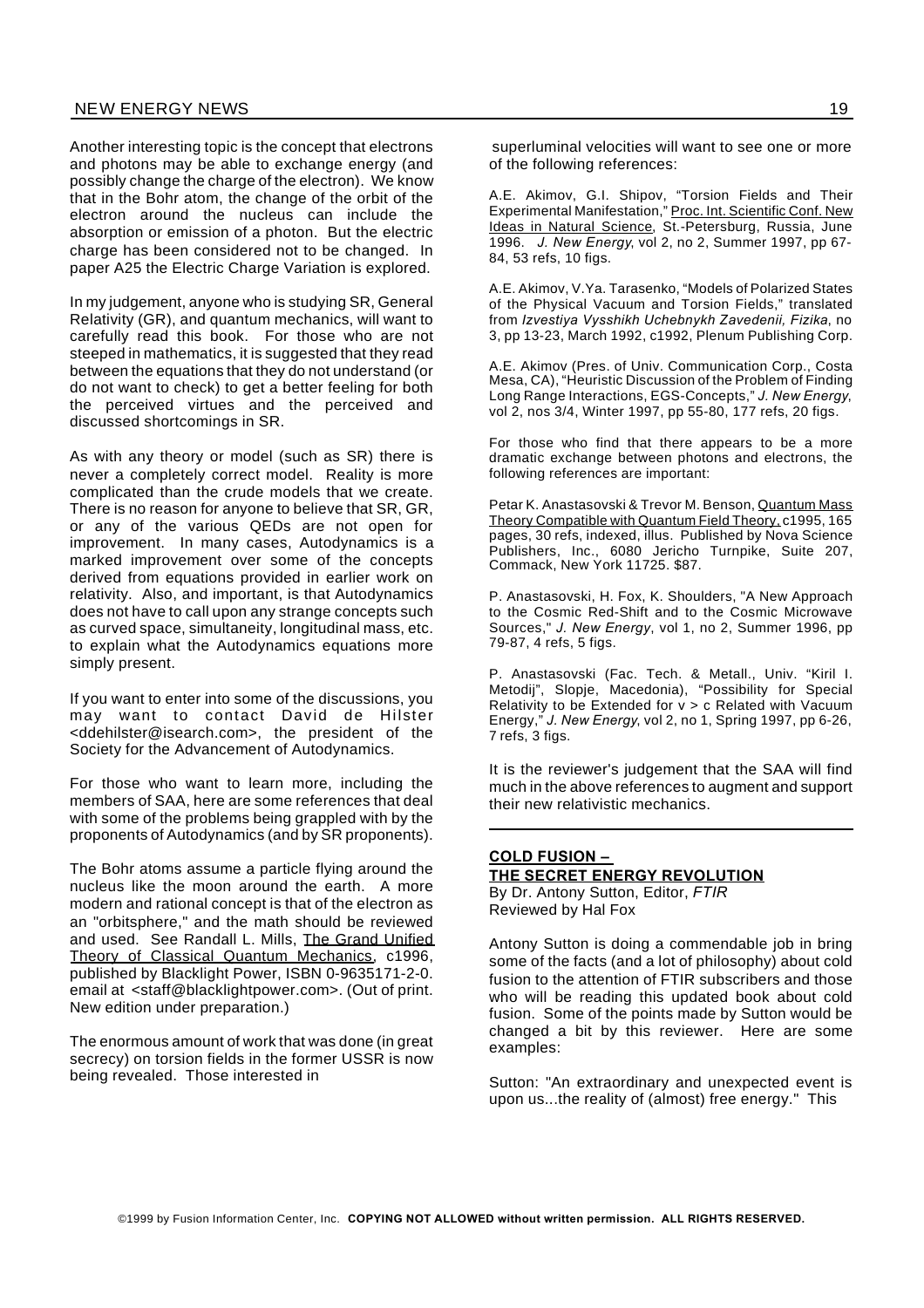Another interesting topic is the concept that electrons and photons may be able to exchange energy (and possibly change the charge of the electron). We know that in the Bohr atom, the change of the orbit of the electron around the nucleus can include the absorption or emission of a photon. But the electric charge has been considered not to be changed. In paper A25 the Electric Charge Variation is explored.

In my judgement, anyone who is studying SR, General Relativity (GR), and quantum mechanics, will want to carefully read this book. For those who are not steeped in mathematics, it is suggested that they read between the equations that they do not understand (or do not want to check) to get a better feeling for both the perceived virtues and the perceived and discussed shortcomings in SR.

As with any theory or model (such as SR) there is never a completely correct model. Reality is more complicated than the crude models that we create. There is no reason for anyone to believe that SR, GR, or any of the various QEDs are not open for improvement. In many cases, Autodynamics is a marked improvement over some of the concepts derived from equations provided in earlier work on relativity. Also, and important, is that Autodynamics does not have to call upon any strange concepts such as curved space, simultaneity, longitudinal mass, etc. to explain what the Autodynamics equations more simply present.

If you want to enter into some of the discussions, you may want to contact David de Hilster <ddehilster@isearch.com>, the president of the Society for the Advancement of Autodynamics.

For those who want to learn more, including the members of SAA, here are some references that deal with some of the problems being grappled with by the proponents of Autodynamics (and by SR proponents).

The Bohr atoms assume a particle flying around the nucleus like the moon around the earth. A more modern and rational concept is that of the electron as an "orbitsphere," and the math should be reviewed and used. See Randall L. Mills, The Grand Unified Theory of Classical Quantum Mechanics, c1996, published by Blacklight Power, ISBN 0-9635171-2-0. email at <staff@blacklightpower.com>. (Out of print. New edition under preparation.)

The enormous amount of work that was done (in great secrecy) on torsion fields in the former USSR is now being revealed. Those interested in superluminal velocities will want to see one or more of the following references:

A.E. Akimov, G.I. Shipov, "Torsion Fields and Their Experimental Manifestation," Proc. Int. Scientific Conf. New Ideas in Natural Science, St.-Petersburg, Russia, June 1996. *J. New Energy*, vol 2, no 2, Summer 1997, pp 67-84, 53 refs, 10 figs.

A.E. Akimov, V.Ya. Tarasenko, "Models of Polarized States of the Physical Vacuum and Torsion Fields," translated from *Izvestiya Vysshikh Uchebnykh Zavedenii, Fizika*, no 3, pp 13-23, March 1992, c1992, Plenum Publishing Corp.

A.E. Akimov (Pres. of Univ. Communication Corp., Costa Mesa, CA), "Heuristic Discussion of the Problem of Finding Long Range Interactions, EGS-Concepts," *J. New Energy*, vol 2, nos 3/4, Winter 1997, pp 55-80, 177 refs, 20 figs.

For those who find that there appears to be a more dramatic exchange between photons and electrons, the following references are important:

Petar K. Anastasovski & Trevor M. Benson, Quantum Mass Theory Compatible with Quantum Field Theory, c1995, 165 pages, 30 refs, indexed, illus. Published by Nova Science Publishers, Inc., 6080 Jericho Turnpike, Suite 207, Commack, New York 11725. $87.

P. Anastasovski, H. Fox, K. Shoulders, "A New Approach to the Cosmic Red-Shift and to the Cosmic Microwave Sources," *J. New Energy*, vol 1, no 2, Summer 1996, pp 79-87, 4 refs, 5 figs.

P. Anastasovski (Fac. Tech. & Metall., Univ. "Kiril I. Metodij", Slopje, Macedonia), "Possibility for Special Relativity to be Extended for $v > c$ Related with Vacuum Energy," *J. New Energy*, vol 2, no 1, Spring 1997, pp 6-26, 7 refs, 3 figs.

It is the reviewer's judgement that the SAA will find much in the above references to augment and support their new relativistic mechanics.

---

## COLD FUSION – THE SECRET ENERGY REVOLUTION

By Dr. Antony Sutton, Editor, *FTIR*
Reviewed by Hal Fox

Antony Sutton is doing a commendable job in bring some of the facts (and a lot of philosophy) about cold fusion to the attention of FTIR subscribers and those who will be reading this updated book about cold fusion. Some of the points made by Sutton would be changed a bit by this reviewer. Here are some examples:

Sutton: "An extraordinary and unexpected event is upon us...the reality of (almost) free energy." This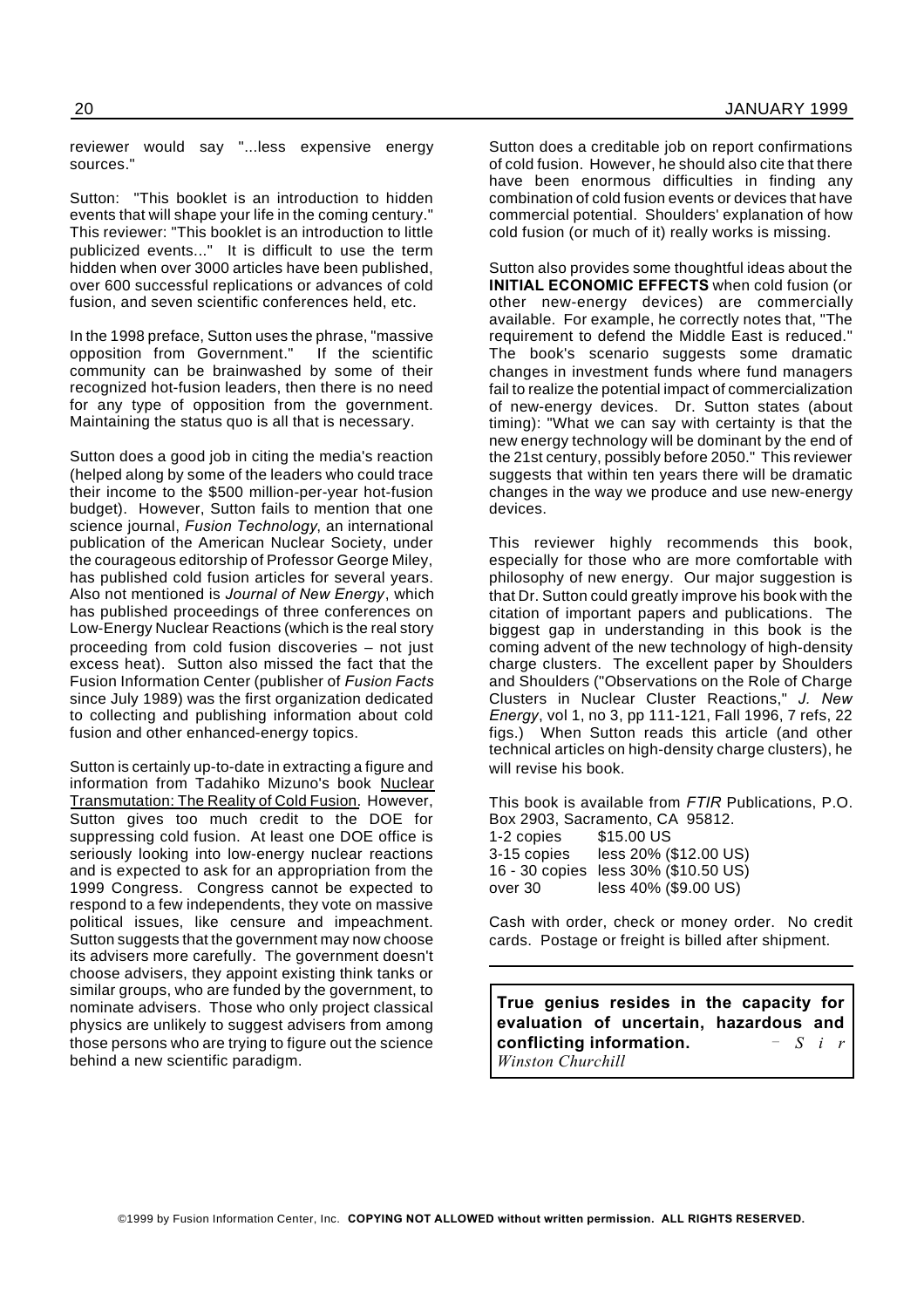reviewer would say "...less expensive energy sources."

Sutton: "This booklet is an introduction to hidden events that will shape your life in the coming century." This reviewer: "This booklet is an introduction to little publicized events..." It is difficult to use the term hidden when over 3000 articles have been published, over 600 successful replications or advances of cold fusion, and seven scientific conferences held, etc.

In the 1998 preface, Sutton uses the phrase, "massive opposition from Government." If the scientific community can be brainwashed by some of their recognized hot-fusion leaders, then there is no need for any type of opposition from the government. Maintaining the status quo is all that is necessary.

Sutton does a good job in citing the media's reaction (helped along by some of the leaders who could trace their income to the $500 million-per-year hot-fusion budget). However, Sutton fails to mention that one science journal, *Fusion Technology*, an international publication of the American Nuclear Society, under the courageous editorship of Professor George Miley, has published cold fusion articles for several years. Also not mentioned is *Journal of New Energy*, which has published proceedings of three conferences on Low-Energy Nuclear Reactions (which is the real story proceeding from cold fusion discoveries – not just excess heat). Sutton also missed the fact that the Fusion Information Center (publisher of *Fusion Facts* since July 1989) was the first organization dedicated to collecting and publishing information about cold fusion and other enhanced-energy topics.

Sutton is certainly up-to-date in extracting a figure and information from Tadahiko Mizuno's book Nuclear Transmutation: The Reality of Cold Fusion. However, Sutton gives too much credit to the DOE for suppressing cold fusion. At least one DOE office is seriously looking into low-energy nuclear reactions and is expected to ask for an appropriation from the 1999 Congress. Congress cannot be expected to respond to a few independents, they vote on massive political issues, like censure and impeachment. Sutton suggests that the government may now choose its advisers more carefully. The government doesn't choose advisers, they appoint existing think tanks or similar groups, who are funded by the government, to nominate advisers. Those who only project classical physics are unlikely to suggest advisers from among those persons who are trying to figure out the science behind a new scientific paradigm.

Sutton does a creditable job on report confirmations of cold fusion. However, he should also cite that there have been enormous difficulties in finding any combination of cold fusion events or devices that have commercial potential. Shoulders' explanation of how cold fusion (or much of it) really works is missing.

Sutton also provides some thoughtful ideas about the **INITIAL ECONOMIC EFFECTS** when cold fusion (or other new-energy devices) are commercially available. For example, he correctly notes that, "The requirement to defend the Middle East is reduced." The book's scenario suggests some dramatic changes in investment funds where fund managers fail to realize the potential impact of commercialization of new-energy devices. Dr. Sutton states (about timing): "What we can say with certainty is that the new energy technology will be dominant by the end of the 21st century, possibly before 2050." This reviewer suggests that within ten years there will be dramatic changes in the way we produce and use new-energy devices.

This reviewer highly recommends this book, especially for those who are more comfortable with philosophy of new energy. Our major suggestion is that Dr. Sutton could greatly improve his book with the citation of important papers and publications. The biggest gap in understanding in this book is the coming advent of the new technology of high-density charge clusters. The excellent paper by Shoulders and Shoulders ("Observations on the Role of Charge Clusters in Nuclear Cluster Reactions," *J. New Energy*, vol 1, no 3, pp 111-121, Fall 1996, 7 refs, 22 figs.) When Sutton reads this article (and other technical articles on high-density charge clusters), he will revise his book.

This book is available from *FTIR* Publications, P.O. Box 2903, Sacramento, CA 95812.

| | |
|---|---|
| 1-2 copies | $15.00 US |
| 3-15 copies | less 20% ($12.00 US) |
| 16 - 30 copies | less 30% ($10.50 US) |
| over 30 | less 40% ($9.00 US) |

Cash with order, check or money order. No credit cards. Postage or freight is billed after shipment.

---

**True genius resides in the capacity for evaluation of uncertain, hazardous and conflicting information.** – *Sir Winston Churchill*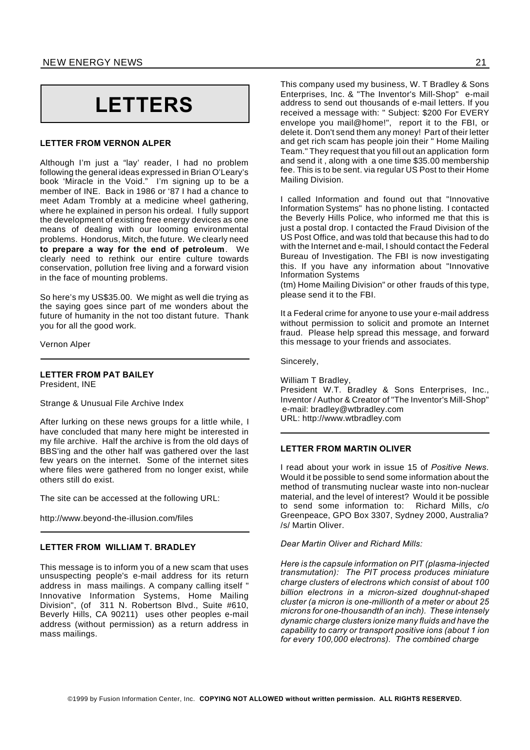# LETTERS

### LETTER FROM VERNON ALPER

Although I'm just a "lay' reader, I had no problem following the general ideas expressed in Brian O'Leary's book 'Miracle in the Void." I'm signing up to be a member of INE. Back in 1986 or '87 I had a chance to meet Adam Trombly at a medicine wheel gathering, where he explained in person his ordeal. I fully support the development of existing free energy devices as one means of dealing with our looming environmental problems. Hondorus, Mitch, the future. We clearly need **to prepare a way for the end of petroleum**. We clearly need to rethink our entire culture towards conservation, pollution free living and a forward vision in the face of mounting problems.

So here's my US$35.00. We might as well die trying as the saying goes since part of me wonders about the future of humanity in the not too distant future. Thank you for all the good work.

Vernon Alper

---

### LETTER FROM PAT BAILEY

President, INE

Strange & Unusual File Archive Index

After lurking on these news groups for a little while, I have concluded that many here might be interested in my file archive. Half the archive is from the old days of BBS'ing and the other half was gathered over the last few years on the internet. Some of the internet sites where files were gathered from no longer exist, while others still do exist.

The site can be accessed at the following URL:

http://www.beyond-the-illusion.com/files

---

### LETTER FROM WILLIAM T. BRADLEY

This message is to inform you of a new scam that uses unsuspecting people's e-mail address for its return address in mass mailings. A company calling itself " Innovative Information Systems, Home Mailing Division", (of 311 N. Robertson Blvd., Suite #610, Beverly Hills, CA 90211) uses other peoples e-mail address (without permission) as a return address in mass mailings.

This company used my business, W. T Bradley & Sons Enterprises, Inc. & "The Inventor's Mill-Shop" e-mail address to send out thousands of e-mail letters. If you received a message with: " Subject: $200 For EVERY envelope you mail@home!", report it to the FBI, or delete it. Don't send them any money! Part of their letter and get rich scam has people join their " Home Mailing Team." They request that you fill out an application form and send it , along with a one time $35.00 membership fee. This is to be sent. via regular US Post to their Home Mailing Division.

I called Information and found out that "Innovative Information Systems" has no phone listing. I contacted the Beverly Hills Police, who informed me that this is just a postal drop. I contacted the Fraud Division of the US Post Office, and was told that because this had to do with the Internet and e-mail, I should contact the Federal Bureau of Investigation. The FBI is now investigating this. If you have any information about "Innovative Information Systems
(tm) Home Mailing Division" or other frauds of this type, please send it to the FBI.

It a Federal crime for anyone to use your e-mail address without permission to solicit and promote an Internet fraud. Please help spread this message, and forward this message to your friends and associates.

Sincerely,

William T Bradley,
President W.T. Bradley & Sons Enterprises, Inc.,
Inventor / Author & Creator of "The Inventor's Mill-Shop"
e-mail: bradley@wtbradley.com
URL: http://www.wtbradley.com

---

### LETTER FROM MARTIN OLIVER

I read about your work in issue 15 of *Positive News*. Would it be possible to send some information about the method of transmuting nuclear waste into non-nuclear material, and the level of interest? Would it be possible to send some information to: Richard Mills, c/o Greenpeace, GPO Box 3307, Sydney 2000, Australia? /s/ Martin Oliver.

*Dear Martin Oliver and Richard Mills:*

*Here is the capsule information on PIT (plasma-injected transmutation): The PIT process produces miniature charge clusters of electrons which consist of about 100 billion electrons in a micron-sized doughnut-shaped cluster (a micron is one-millionth of a meter or about 25 microns for one-thousandth of an inch). These intensely dynamic charge clusters ionize many fluids and have the capability to carry or transport positive ions (about 1 ion for every 100,000 electrons). The combined charge*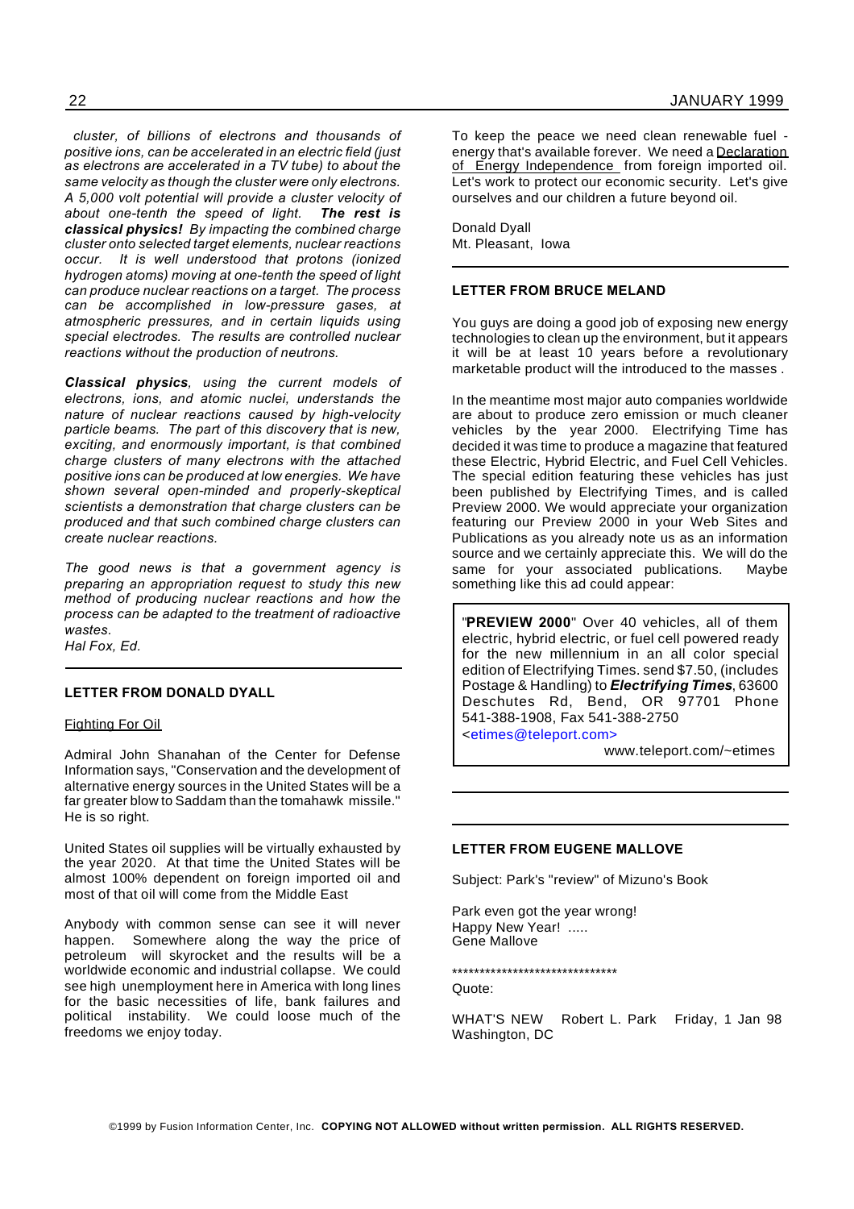*cluster, of billions of electrons and thousands of positive ions, can be accelerated in an electric field (just as electrons are accelerated in a TV tube) to about the same velocity as though the cluster were only electrons. A 5,000 volt potential will provide a cluster velocity of about one-tenth the speed of light.* ***The rest is classical physics!*** *By impacting the combined charge cluster onto selected target elements, nuclear reactions occur. It is well understood that protons (ionized hydrogen atoms) moving at one-tenth the speed of light can produce nuclear reactions on a target. The process can be accomplished in low-pressure gases, at atmospheric pressures, and in certain liquids using special electrodes. The results are controlled nuclear reactions without the production of neutrons.*

***Classical physics****, using the current models of electrons, ions, and atomic nuclei, understands the nature of nuclear reactions caused by high-velocity particle beams. The part of this discovery that is new, exciting, and enormously important, is that combined charge clusters of many electrons with the attached positive ions can be produced at low energies. We have shown several open-minded and properly-skeptical scientists a demonstration that charge clusters can be produced and that such combined charge clusters can create nuclear reactions.*

*The good news is that a government agency is preparing an appropriation request to study this new method of producing nuclear reactions and how the process can be adapted to the treatment of radioactive wastes.*
*Hal Fox, Ed.*

---

### LETTER FROM DONALD DYALL

Fighting For Oil

Admiral John Shanahan of the Center for Defense Information says, "Conservation and the development of alternative energy sources in the United States will be a far greater blow to Saddam than the tomahawk missile." He is so right.

United States oil supplies will be virtually exhausted by the year 2020. At that time the United States will be almost 100% dependent on foreign imported oil and most of that oil will come from the Middle East

Anybody with common sense can see it will never happen. Somewhere along the way the price of petroleum will skyrocket and the results will be a worldwide economic and industrial collapse. We could see high unemployment here in America with long lines for the basic necessities of life, bank failures and political instability. We could loose much of the freedoms we enjoy today.

To keep the peace we need clean renewable fuel - energy that's available forever. We need a Declaration of Energy Independence from foreign imported oil. Let's work to protect our economic security. Let's give ourselves and our children a future beyond oil.

Donald Dyall
Mt. Pleasant, Iowa

---

### LETTER FROM BRUCE MELAND

You guys are doing a good job of exposing new energy technologies to clean up the environment, but it appears it will be at least 10 years before a revolutionary marketable product will the introduced to the masses .

In the meantime most major auto companies worldwide are about to produce zero emission or much cleaner vehicles by the year 2000. Electrifying Time has decided it was time to produce a magazine that featured these Electric, Hybrid Electric, and Fuel Cell Vehicles. The special edition featuring these vehicles has just been published by Electrifying Times, and is called Preview 2000. We would appreciate your organization featuring our Preview 2000 in your Web Sites and Publications as you already note us as an information source and we certainly appreciate this. We will do the same for your associated publications. Maybe something like this ad could appear:

> "**PREVIEW 2000**" Over 40 vehicles, all of them electric, hybrid electric, or fuel cell powered ready for the new millennium in an all color special edition of Electrifying Times. send $7.50, (includes Postage & Handling) to ***Electrifying Times***, 63600 Deschutes Rd, Bend, OR 97701 Phone 541-388-1908, Fax 541-388-2750 <etimes@teleport.com>
> www.teleport.com/~etimes

---

### LETTER FROM EUGENE MALLOVE

Subject: Park's "review" of Mizuno's Book

Park even got the year wrong!
Happy New Year! .....
Gene Mallove

******************************

Quote:

WHAT'S NEW Robert L. Park Friday, 1 Jan 98 Washington, DC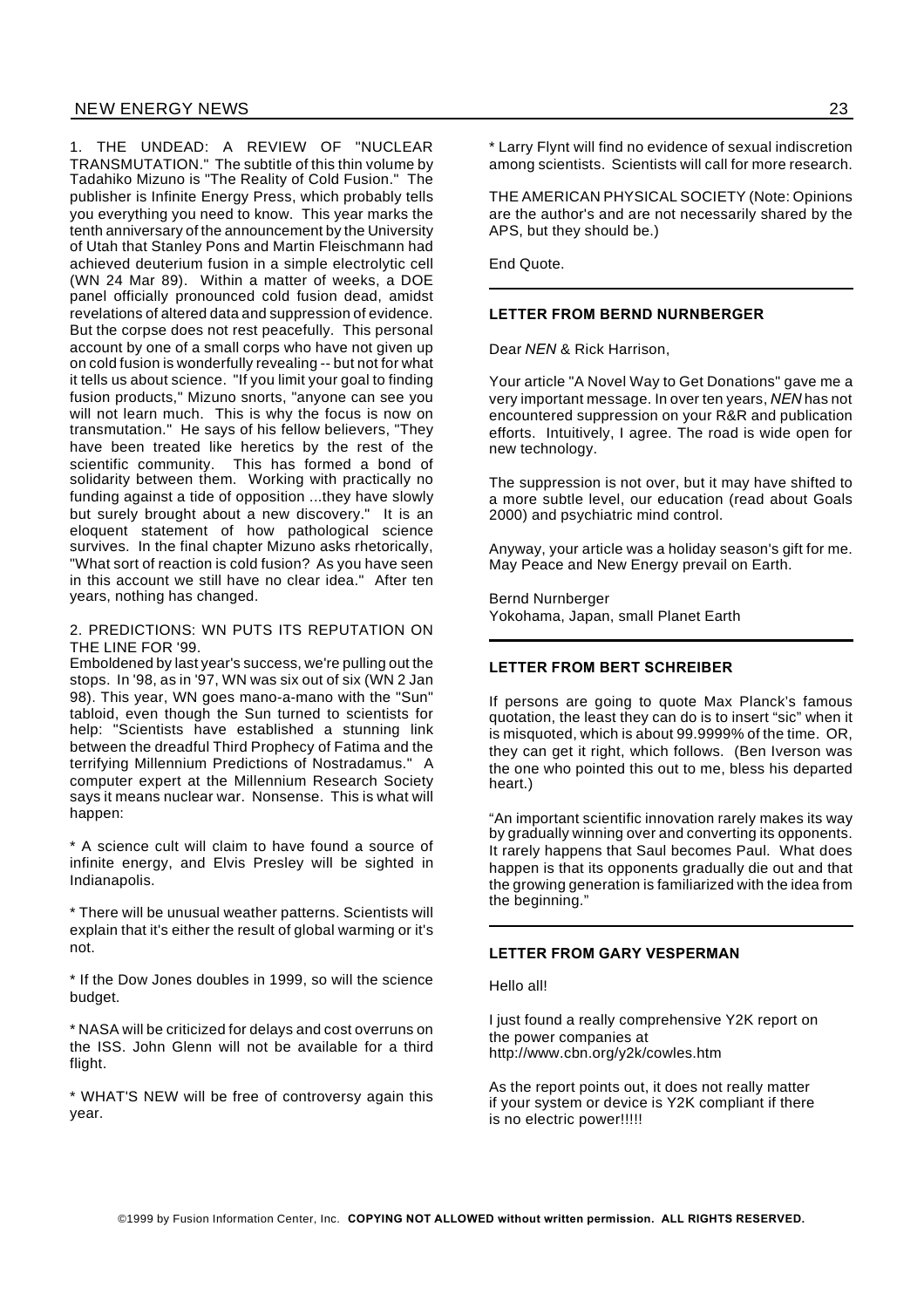1. THE UNDEAD: A REVIEW OF "NUCLEAR TRANSMUTATION." The subtitle of this thin volume by Tadahiko Mizuno is "The Reality of Cold Fusion." The publisher is Infinite Energy Press, which probably tells you everything you need to know. This year marks the tenth anniversary of the announcement by the University of Utah that Stanley Pons and Martin Fleischmann had achieved deuterium fusion in a simple electrolytic cell (WN 24 Mar 89). Within a matter of weeks, a DOE panel officially pronounced cold fusion dead, amidst revelations of altered data and suppression of evidence. But the corpse does not rest peacefully. This personal account by one of a small corps who have not given up on cold fusion is wonderfully revealing -- but not for what it tells us about science. "If you limit your goal to finding fusion products," Mizuno snorts, "anyone can see you will not learn much. This is why the focus is now on transmutation." He says of his fellow believers, "They have been treated like heretics by the rest of the scientific community. This has formed a bond of solidarity between them. Working with practically no funding against a tide of opposition ...they have slowly but surely brought about a new discovery." It is an eloquent statement of how pathological science survives. In the final chapter Mizuno asks rhetorically, "What sort of reaction is cold fusion? As you have seen in this account we still have no clear idea." After ten years, nothing has changed.

2. PREDICTIONS: WN PUTS ITS REPUTATION ON THE LINE FOR '99.
Emboldened by last year's success, we're pulling out the stops. In '98, as in '97, WN was six out of six (WN 2 Jan 98). This year, WN goes mano-a-mano with the "Sun" tabloid, even though the Sun turned to scientists for help: "Scientists have established a stunning link between the dreadful Third Prophecy of Fatima and the terrifying Millennium Predictions of Nostradamus." A computer expert at the Millennium Research Society says it means nuclear war. Nonsense. This is what will happen:

* A science cult will claim to have found a source of infinite energy, and Elvis Presley will be sighted in Indianapolis.

* There will be unusual weather patterns. Scientists will explain that it's either the result of global warming or it's not.

* If the Dow Jones doubles in 1999, so will the science budget.

* NASA will be criticized for delays and cost overruns on the ISS. John Glenn will not be available for a third flight.

* WHAT'S NEW will be free of controversy again this year.

* Larry Flynt will find no evidence of sexual indiscretion among scientists. Scientists will call for more research.

THE AMERICAN PHYSICAL SOCIETY (Note: Opinions are the author's and are not necessarily shared by the APS, but they should be.)

End Quote.

---

**LETTER FROM BERND NURNBERGER**

Dear *NEN* & Rick Harrison,

Your article "A Novel Way to Get Donations" gave me a very important message. In over ten years, *NEN* has not encountered suppression on your R&R and publication efforts. Intuitively, I agree. The road is wide open for new technology.

The suppression is not over, but it may have shifted to a more subtle level, our education (read about Goals 2000) and psychiatric mind control.

Anyway, your article was a holiday season's gift for me. May Peace and New Energy prevail on Earth.

Bernd Nurnberger
Yokohama, Japan, small Planet Earth

---

**LETTER FROM BERT SCHREIBER**

If persons are going to quote Max Planck's famous quotation, the least they can do is to insert "sic" when it is misquoted, which is about 99.9999% of the time. OR, they can get it right, which follows. (Ben Iverson was the one who pointed this out to me, bless his departed heart.)

"An important scientific innovation rarely makes its way by gradually winning over and converting its opponents. It rarely happens that Saul becomes Paul. What does happen is that its opponents gradually die out and that the growing generation is familiarized with the idea from the beginning."

---

**LETTER FROM GARY VESPERMAN**

Hello all!

I just found a really comprehensive Y2K report on the power companies at
http://www.cbn.org/y2k/cowles.htm

As the report points out, it does not really matter if your system or device is Y2K compliant if there is no electric power!!!!!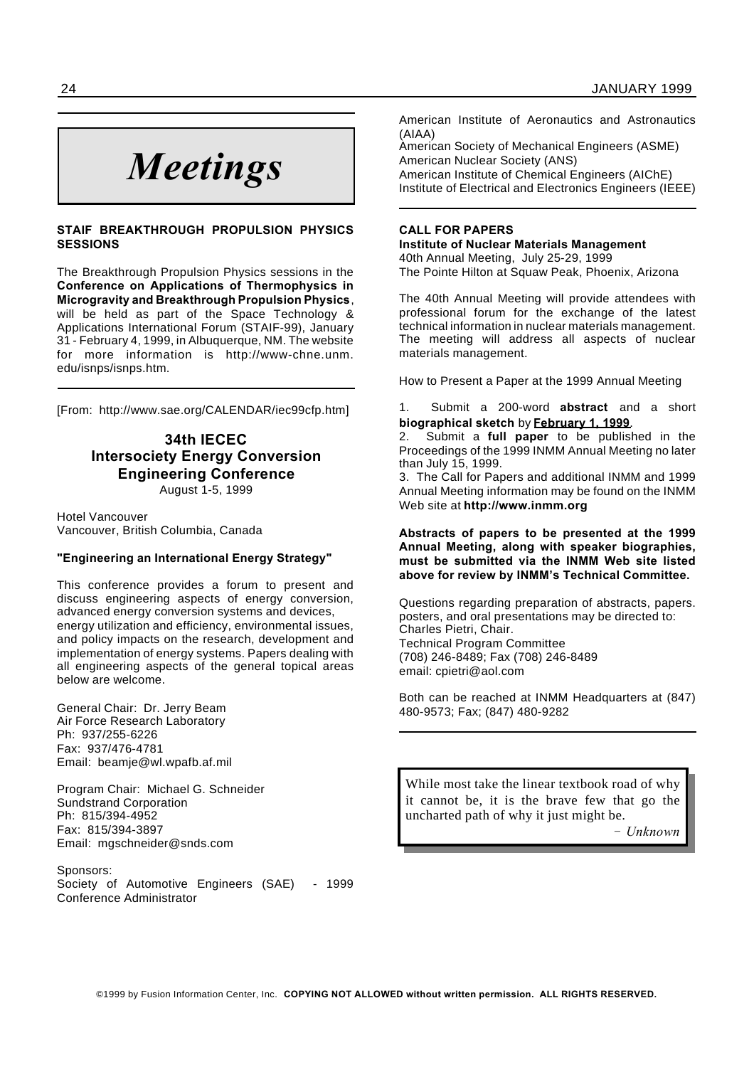# *Meetings*

**STAIF BREAKTHROUGH PROPULSION PHYSICS SESSIONS**

The Breakthrough Propulsion Physics sessions in the **Conference on Applications of Thermophysics in Microgravity and Breakthrough Propulsion Physics**, will be held as part of the Space Technology & Applications International Forum (STAIF-99), January 31 - February 4, 1999, in Albuquerque, NM. The website for more information is http://www-chne.unm.edu/isnps/isnps.htm.

---

[From: http://www.sae.org/CALENDAR/iec99cfp.htm]

## 34th IECEC
## Intersociety Energy Conversion Engineering Conference

August 1-5, 1999

Hotel Vancouver
Vancouver, British Columbia, Canada

**"Engineering an International Energy Strategy"**

This conference provides a forum to present and discuss engineering aspects of energy conversion, advanced energy conversion systems and devices, energy utilization and efficiency, environmental issues, and policy impacts on the research, development and implementation of energy systems. Papers dealing with all engineering aspects of the general topical areas below are welcome.

General Chair: Dr. Jerry Beam
Air Force Research Laboratory
Ph: 937/255-6226
Fax: 937/476-4781
Email: beamje@wl.wpafb.af.mil

Program Chair: Michael G. Schneider
Sundstrand Corporation
Ph: 815/394-4952
Fax: 815/394-3897
Email: mgschneider@snds.com

Sponsors:
Society of Automotive Engineers (SAE) - 1999 Conference Administrator
American Institute of Aeronautics and Astronautics (AIAA)
American Society of Mechanical Engineers (ASME)
American Nuclear Society (ANS)
American Institute of Chemical Engineers (AIChE)
Institute of Electrical and Electronics Engineers (IEEE)

---

**CALL FOR PAPERS**
**Institute of Nuclear Materials Management**
40th Annual Meeting, July 25-29, 1999
The Pointe Hilton at Squaw Peak, Phoenix, Arizona

The 40th Annual Meeting will provide attendees with professional forum for the exchange of the latest technical information in nuclear materials management. The meeting will address all aspects of nuclear materials management.

How to Present a Paper at the 1999 Annual Meeting

1. Submit a 200-word **abstract** and a short **biographical sketch** by **February 1, 1999**.
2. Submit a **full paper** to be published in the Proceedings of the 1999 INMM Annual Meeting no later than July 15, 1999.
3. The Call for Papers and additional INMM and 1999 Annual Meeting information may be found on the INMM Web site at **http://www.inmm.org**

**Abstracts of papers to be presented at the 1999 Annual Meeting, along with speaker biographies, must be submitted via the INMM Web site listed above for review by INMM's Technical Committee.**

Questions regarding preparation of abstracts, papers. posters, and oral presentations may be directed to:
Charles Pietri, Chair.
Technical Program Committee
(708) 246-8489; Fax (708) 246-8489
email: cpietri@aol.com

Both can be reached at INMM Headquarters at (847) 480-9573; Fax; (847) 480-9282

---

> While most take the linear textbook road of why it cannot be, it is the brave few that go the uncharted path of why it just might be.
>
> *– Unknown*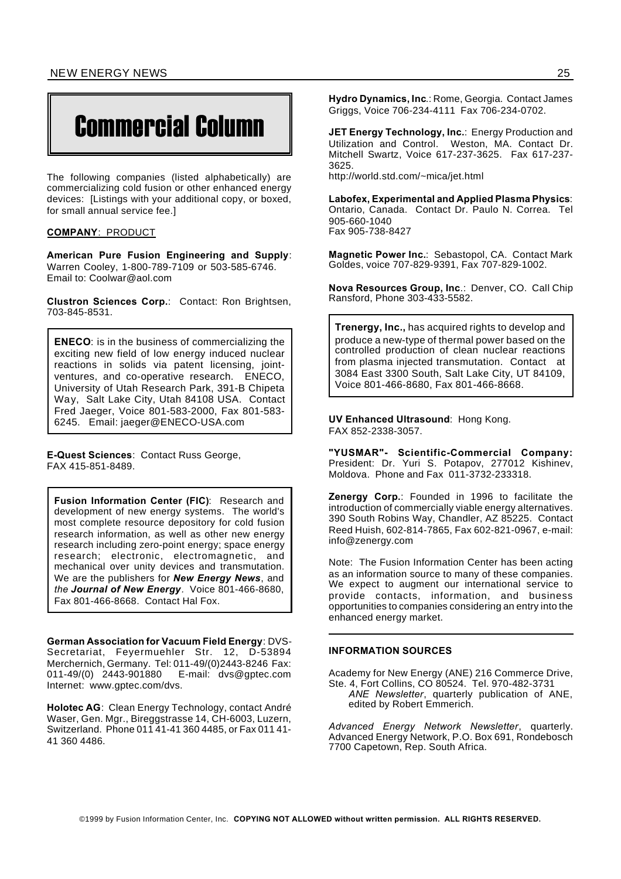# Commercial Column

The following companies (listed alphabetically) are commercializing cold fusion or other enhanced energy devices: [Listings with your additional copy, or boxed, for small annual service fee.]

**COMPANY**: PRODUCT

**American Pure Fusion Engineering and Supply**: Warren Cooley, 1-800-789-7109 or 503-585-6746. Email to: Coolwar@aol.com

**Clustron Sciences Corp.**: Contact: Ron Brightsen, 703-845-8531.

**ENECO**: is in the business of commercializing the exciting new field of low energy induced nuclear reactions in solids via patent licensing, joint-ventures, and co-operative research. ENECO, University of Utah Research Park, 391-B Chipeta Way, Salt Lake City, Utah 84108 USA. Contact Fred Jaeger, Voice 801-583-2000, Fax 801-583-6245. Email: jaeger@ENECO-USA.com

**E-Quest Sciences**: Contact Russ George, FAX 415-851-8489.

**Fusion Information Center (FIC)**: Research and development of new energy systems. The world's most complete resource depository for cold fusion research information, as well as other new energy research including zero-point energy; space energy research; electronic, electromagnetic, and mechanical over unity devices and transmutation. We are the publishers for ***New Energy News***, and *the* ***Journal of New Energy***. Voice 801-466-8680, Fax 801-466-8668. Contact Hal Fox.

**German Association for Vacuum Field Energy**: DVS-Secretariat, Feyermuehler Str. 12, D-53894 Merchernich, Germany. Tel: 011-49/(0)2443-8246 Fax: 011-49/(0) 2443-901880 E-mail: dvs@gptec.com Internet: www.gptec.com/dvs.

**Holotec AG**: Clean Energy Technology, contact André Waser, Gen. Mgr., Bireggstrasse 14, CH-6003, Luzern, Switzerland. Phone 011 41-41 360 4485, or Fax 011 41-41 360 4486.

**Hydro Dynamics, Inc.**: Rome, Georgia. Contact James Griggs, Voice 706-234-4111 Fax 706-234-0702.

**JET Energy Technology, Inc.**: Energy Production and Utilization and Control. Weston, MA. Contact Dr. Mitchell Swartz, Voice 617-237-3625. Fax 617-237-3625.
http://world.std.com/~mica/jet.html

**Labofex, Experimental and Applied Plasma Physics**: Ontario, Canada. Contact Dr. Paulo N. Correa. Tel 905-660-1040
Fax 905-738-8427

**Magnetic Power Inc.**: Sebastopol, CA. Contact Mark Goldes, voice 707-829-9391, Fax 707-829-1002.

**Nova Resources Group, Inc.**: Denver, CO. Call Chip Ransford, Phone 303-433-5582.

**Trenergy, Inc.,** has acquired rights to develop and produce a new-type of thermal power based on the controlled production of clean nuclear reactions from plasma injected transmutation. Contact at 3084 East 3300 South, Salt Lake City, UT 84109, Voice 801-466-8680, Fax 801-466-8668.

**UV Enhanced Ultrasound**: Hong Kong. FAX 852-2338-3057.

**"YUSMAR"- Scientific-Commercial Company:** President: Dr. Yuri S. Potapov, 277012 Kishinev, Moldova. Phone and Fax 011-3732-233318.

**Zenergy Corp.**: Founded in 1996 to facilitate the introduction of commercially viable energy alternatives. 390 South Robins Way, Chandler, AZ 85225. Contact Reed Huish, 602-814-7865, Fax 602-821-0967, e-mail: info@zenergy.com

Note: The Fusion Information Center has been acting as an information source to many of these companies. We expect to augment our international service to provide contacts, information, and business opportunities to companies considering an entry into the enhanced energy market.

---

**INFORMATION SOURCES**

Academy for New Energy (ANE) 216 Commerce Drive, Ste. 4, Fort Collins, CO 80524. Tel. 970-482-3731
*ANE Newsletter*, quarterly publication of ANE, edited by Robert Emmerich.

*Advanced Energy Network Newsletter*, quarterly. Advanced Energy Network, P.O. Box 691, Rondebosch 7700 Capetown, Rep. South Africa.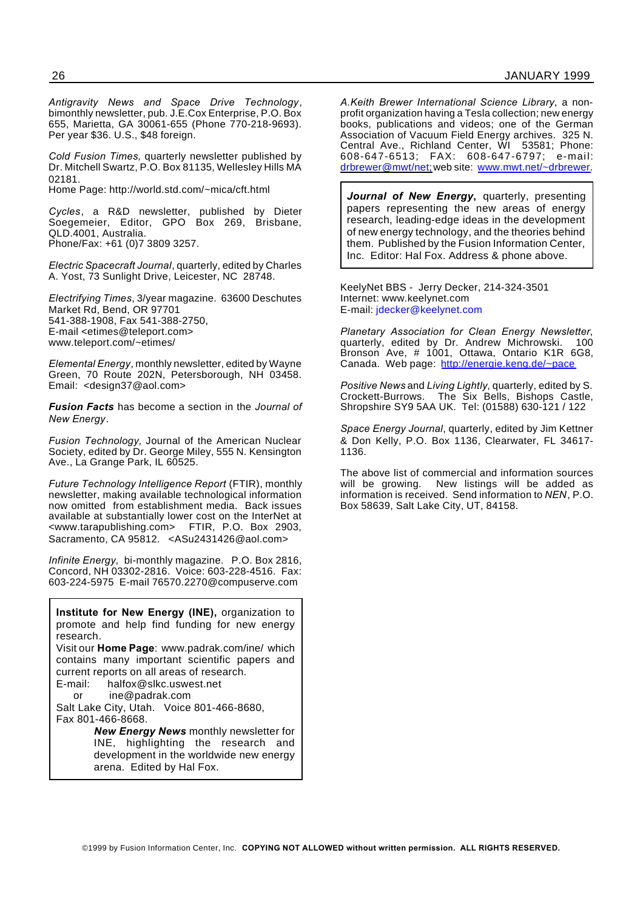*Antigravity News and Space Drive Technology*, bimonthly newsletter, pub. J.E.Cox Enterprise, P.O. Box 655, Marietta, GA 30061-655 (Phone 770-218-9693). Per year $36. U.S., $48 foreign.

*Cold Fusion Times,* quarterly newsletter published by Dr. Mitchell Swartz, P.O. Box 81135, Wellesley Hills MA 02181.
Home Page: http://world.std.com/~mica/cft.html

*Cycles*, a R&D newsletter, published by Dieter Soegemeier, Editor, GPO Box 269, Brisbane, QLD.4001, Australia.
Phone/Fax: +61 (0)7 3809 3257.

*Electric Spacecraft Journal*, quarterly, edited by Charles A. Yost, 73 Sunlight Drive, Leicester, NC 28748.

*Electrifying Times*, 3/year magazine. 63600 Deschutes Market Rd, Bend, OR 97701
541-388-1908, Fax 541-388-2750,
E-mail <etimes@teleport.com>
www.teleport.com/~etimes/

*Elemental Energy*, monthly newsletter, edited by Wayne Green, 70 Route 202N, Petersborough, NH 03458. Email: <design37@aol.com>

***Fusion Facts*** has become a section in the *Journal of New Energy*.

*Fusion Technology,* Journal of the American Nuclear Society, edited by Dr. George Miley, 555 N. Kensington Ave., La Grange Park, IL 60525.

*Future Technology Intelligence Report* (FTIR), monthly newsletter, making available technological information now omitted from establishment media. Back issues available at substantially lower cost on the InterNet at <www.tarapublishing.com> FTIR, P.O. Box 2903, Sacramento, CA 95812. <ASu2431426@aol.com>

*Infinite Energy,* bi-monthly magazine. P.O. Box 2816, Concord, NH 03302-2816. Voice: 603-228-4516. Fax: 603-224-5975 E-mail 76570.2270@compuserve.com

**Institute for New Energy (INE),** organization to promote and help find funding for new energy research.
Visit our **Home Page**: www.padrak.com/ine/ which contains many important scientific papers and current reports on all areas of research.
E-mail: halfox@slkc.uswest.net
or ine@padrak.com
Salt Lake City, Utah. Voice 801-466-8680, Fax 801-466-8668.

***New Energy News*** monthly newsletter for INE, highlighting the research and development in the worldwide new energy arena. Edited by Hal Fox.

*A.Keith Brewer International Science Library*, a non-profit organization having a Tesla collection; new energy books, publications and videos; one of the German Association of Vacuum Field Energy archives. 325 N. Central Ave., Richland Center, WI 53581; Phone: 608-647-6513; FAX: 608-647-6797; e-mail: drbrewer@mwt/net; web site: www.mwt.net/~drbrewer.

***Journal of New Energy***, quarterly, presenting papers representing the new areas of energy research, leading-edge ideas in the development of new energy technology, and the theories behind them. Published by the Fusion Information Center, Inc. Editor: Hal Fox. Address & phone above.

KeelyNet BBS - Jerry Decker, 214-324-3501
Internet: www.keelynet.com
E-mail: jdecker@keelynet.com

*Planetary Association for Clean Energy Newsletter*, quarterly, edited by Dr. Andrew Michrowski. 100 Bronson Ave, # 1001, Ottawa, Ontario K1R 6G8, Canada. Web page: http://energie.keng.de/~pace

*Positive News* and *Living Lightly*, quarterly, edited by S. Crockett-Burrows. The Six Bells, Bishops Castle, Shropshire SY9 5AA UK. Tel: (01588) 630-121 / 122

*Space Energy Journal*, quarterly, edited by Jim Kettner & Don Kelly, P.O. Box 1136, Clearwater, FL 34617-1136.

The above list of commercial and information sources will be growing. New listings will be added as information is received. Send information to *NEN*, P.O. Box 58639, Salt Lake City, UT, 84158.

©1999 by Fusion Information Center, Inc. **COPYING NOT ALLOWED without written permission. ALL RIGHTS RESERVED.**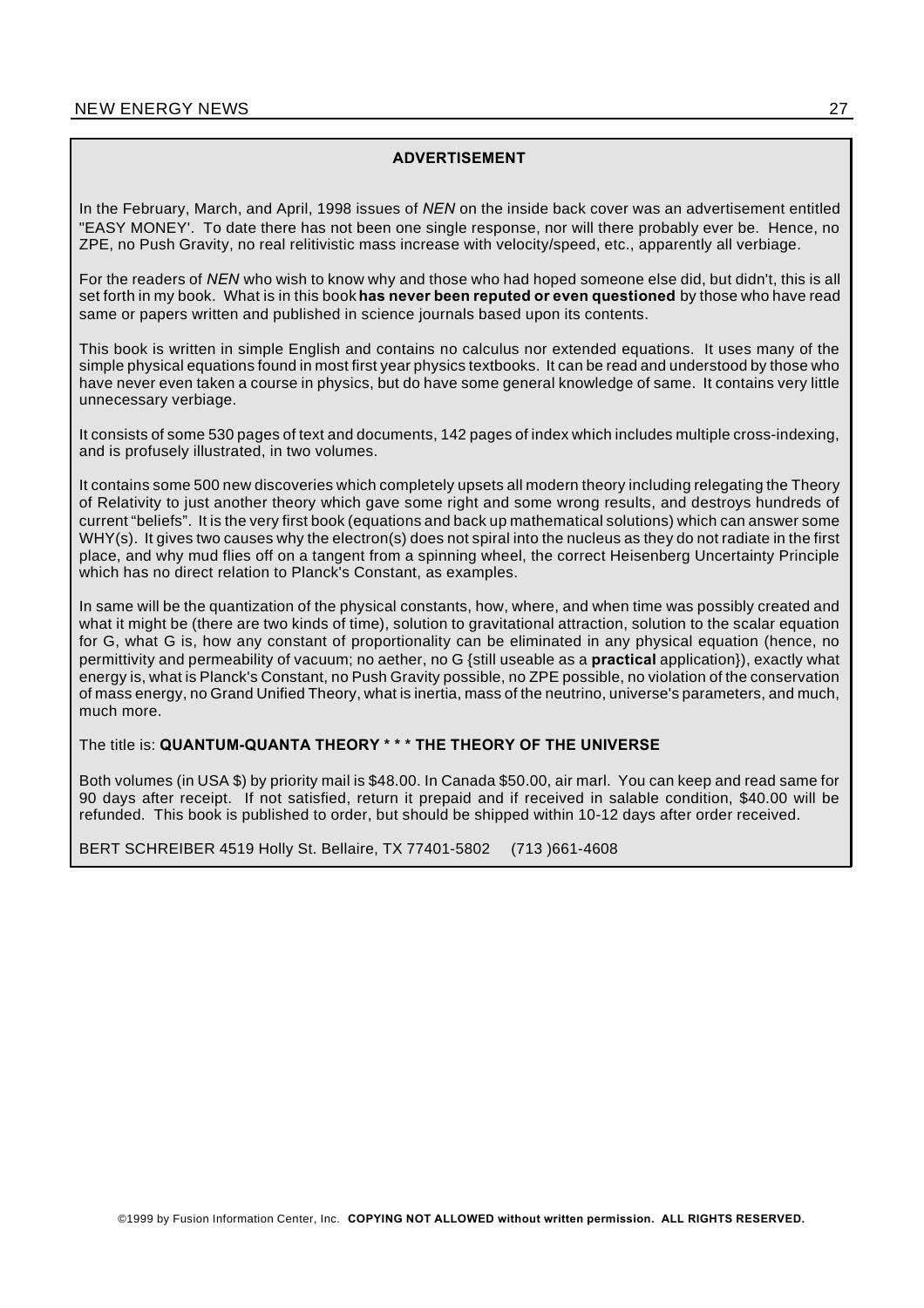## ADVERTISEMENT

In the February, March, and April, 1998 issues of *NEN* on the inside back cover was an advertisement entitled "EASY MONEY'. To date there has not been one single response, nor will there probably ever be. Hence, no ZPE, no Push Gravity, no real relitivistic mass increase with velocity/speed, etc., apparently all verbiage.

For the readers of *NEN* who wish to know why and those who had hoped someone else did, but didn't, this is all set forth in my book. What is in this book **has never been reputed or even questioned** by those who have read same or papers written and published in science journals based upon its contents.

This book is written in simple English and contains no calculus nor extended equations. It uses many of the simple physical equations found in most first year physics textbooks. It can be read and understood by those who have never even taken a course in physics, but do have some general knowledge of same. It contains very little unnecessary verbiage.

It consists of some 530 pages of text and documents, 142 pages of index which includes multiple cross-indexing, and is profusely illustrated, in two volumes.

It contains some 500 new discoveries which completely upsets all modern theory including relegating the Theory of Relativity to just another theory which gave some right and some wrong results, and destroys hundreds of current "beliefs". It is the very first book (equations and back up mathematical solutions) which can answer some WHY(s). It gives two causes why the electron(s) does not spiral into the nucleus as they do not radiate in the first place, and why mud flies off on a tangent from a spinning wheel, the correct Heisenberg Uncertainty Principle which has no direct relation to Planck's Constant, as examples.

In same will be the quantization of the physical constants, how, where, and when time was possibly created and what it might be (there are two kinds of time), solution to gravitational attraction, solution to the scalar equation for G, what G is, how any constant of proportionality can be eliminated in any physical equation (hence, no permittivity and permeability of vacuum; no aether, no G {still useable as a **practical** application}), exactly what energy is, what is Planck's Constant, no Push Gravity possible, no ZPE possible, no violation of the conservation of mass energy, no Grand Unified Theory, what is inertia, mass of the neutrino, universe's parameters, and much, much more.

The title is: **QUANTUM-QUANTA THEORY * * * THE THEORY OF THE UNIVERSE**

Both volumes (in USA $) by priority mail is $48.00. In Canada $50.00, air marl. You can keep and read same for 90 days after receipt. If not satisfied, return it prepaid and if received in salable condition, $40.00 will be refunded. This book is published to order, but should be shipped within 10-12 days after order received.

BERT SCHREIBER 4519 Holly St. Bellaire, TX 77401-5802 (713 )661-4608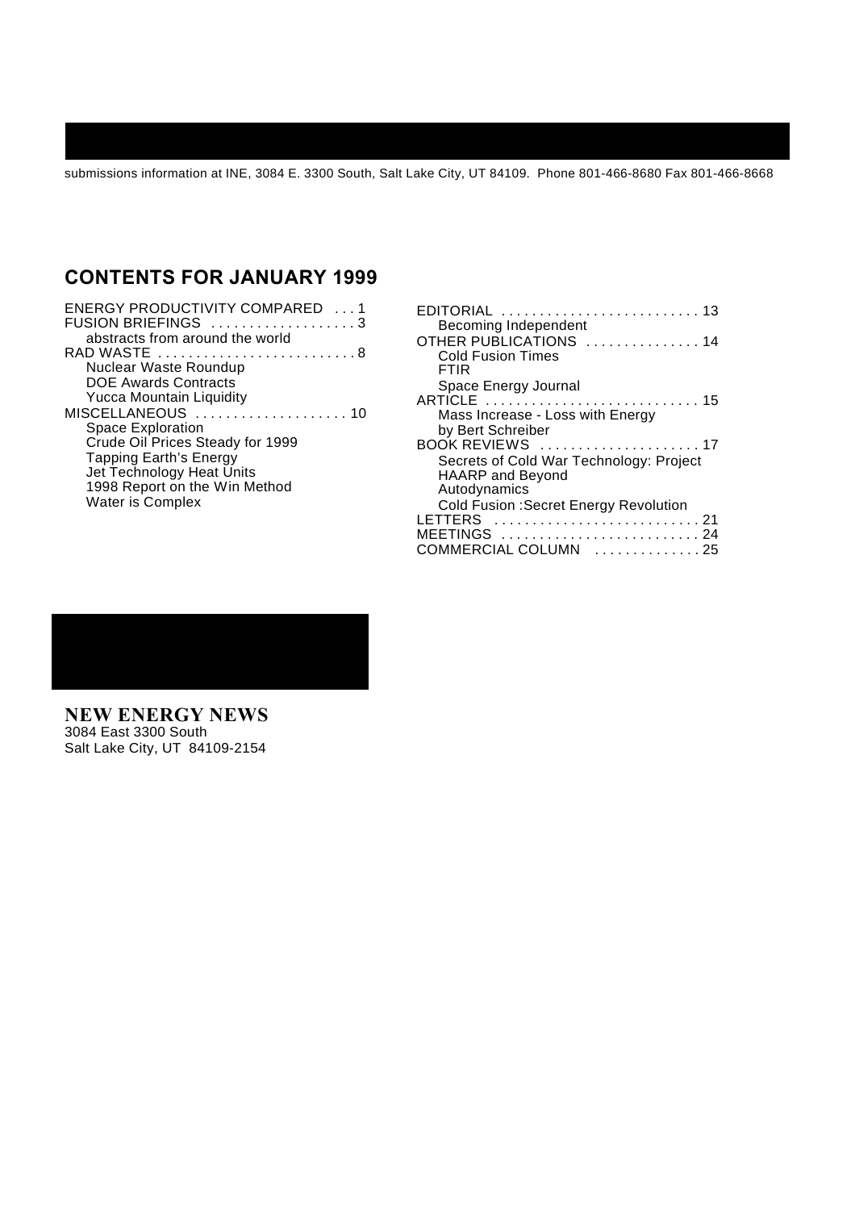submissions information at INE, 3084 E. 3300 South, Salt Lake City, UT 84109. Phone 801-466-8680 Fax 801-466-8668

## CONTENTS FOR JANUARY 1999

ENERGY PRODUCTIVITY COMPARED . . . 1
FUSION BRIEFINGS . . . . . . . . . . . . . . . . . . . 3
 abstracts from around the world
RAD WASTE . . . . . . . . . . . . . . . . . . . . . . . . . 8
 Nuclear Waste Roundup
 DOE Awards Contracts
 Yucca Mountain Liquidity
MISCELLANEOUS . . . . . . . . . . . . . . . . . . . . 10
 Space Exploration
 Crude Oil Prices Steady for 1999
 Tapping Earth's Energy
 Jet Technology Heat Units
 1998 Report on the Win Method
 Water is Complex

EDITORIAL . . . . . . . . . . . . . . . . . . . . . . . . . 13
 Becoming Independent
OTHER PUBLICATIONS . . . . . . . . . . . . . . . 14
 Cold Fusion Times
 FTIR
 Space Energy Journal
ARTICLE . . . . . . . . . . . . . . . . . . . . . . . . . . . 15
 Mass Increase - Loss with Energy
 by Bert Schreiber
BOOK REVIEWS . . . . . . . . . . . . . . . . . . . . . 17
 Secrets of Cold War Technology: Project HAARP and Beyond
 Autodynamics
 Cold Fusion :Secret Energy Revolution
LETTERS . . . . . . . . . . . . . . . . . . . . . . . . . . . 21
MEETINGS . . . . . . . . . . . . . . . . . . . . . . . . . . 24
COMMERCIAL COLUMN . . . . . . . . . . . . . . 25

**NEW ENERGY NEWS**
3084 East 3300 South
Salt Lake City, UT 84109-2154